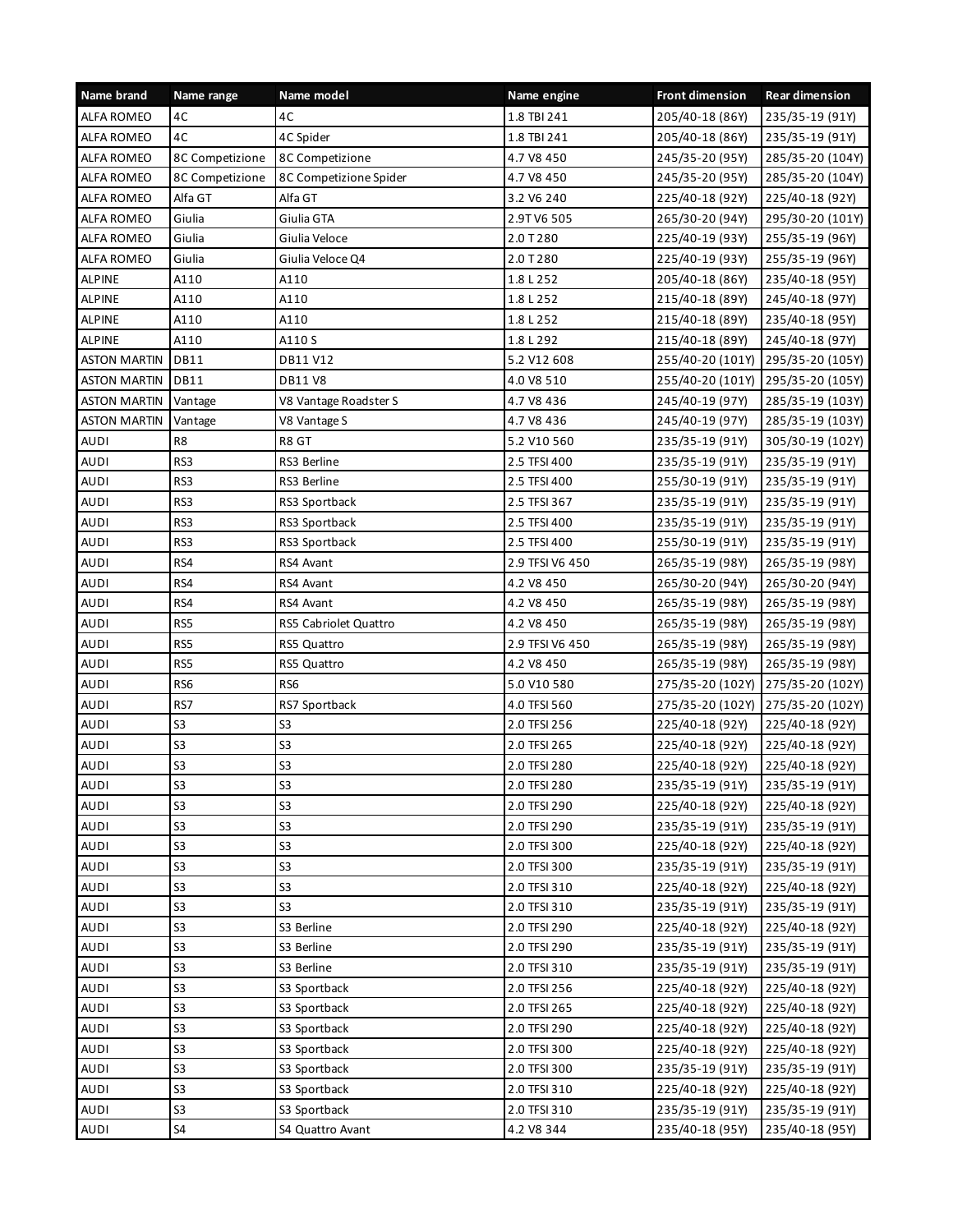| Name brand | Name range | Name model | Name engine | Front dimension | Rear dimension |
| --- | --- | --- | --- | --- | --- |
| ALFA ROMEO | 4C | 4C | 1.8 TBI 241 | 205/40-18 (86Y) | 235/35-19 (91Y) |
| ALFA ROMEO | 4C | 4C Spider | 1.8 TBI 241 | 205/40-18 (86Y) | 235/35-19 (91Y) |
| ALFA ROMEO | 8C Competizione | 8C Competizione | 4.7 V8 450 | 245/35-20 (95Y) | 285/35-20 (104Y) |
| ALFA ROMEO | 8C Competizione | 8C Competizione Spider | 4.7 V8 450 | 245/35-20 (95Y) | 285/35-20 (104Y) |
| ALFA ROMEO | Alfa GT | Alfa GT | 3.2 V6 240 | 225/40-18 (92Y) | 225/40-18 (92Y) |
| ALFA ROMEO | Giulia | Giulia GTA | 2.9T V6 505 | 265/30-20 (94Y) | 295/30-20 (101Y) |
| ALFA ROMEO | Giulia | Giulia Veloce | 2.0 T 280 | 225/40-19 (93Y) | 255/35-19 (96Y) |
| ALFA ROMEO | Giulia | Giulia Veloce Q4 | 2.0 T 280 | 225/40-19 (93Y) | 255/35-19 (96Y) |
| ALPINE | A110 | A110 | 1.8 L 252 | 205/40-18 (86Y) | 235/40-18 (95Y) |
| ALPINE | A110 | A110 | 1.8 L 252 | 215/40-18 (89Y) | 245/40-18 (97Y) |
| ALPINE | A110 | A110 | 1.8 L 252 | 215/40-18 (89Y) | 235/40-18 (95Y) |
| ALPINE | A110 | A110 S | 1.8 L 292 | 215/40-18 (89Y) | 245/40-18 (97Y) |
| ASTON MARTIN | DB11 | DB11 V12 | 5.2 V12 608 | 255/40-20 (101Y) | 295/35-20 (105Y) |
| ASTON MARTIN | DB11 | DB11 V8 | 4.0 V8 510 | 255/40-20 (101Y) | 295/35-20 (105Y) |
| ASTON MARTIN | Vantage | V8 Vantage Roadster S | 4.7 V8 436 | 245/40-19 (97Y) | 285/35-19 (103Y) |
| ASTON MARTIN | Vantage | V8 Vantage S | 4.7 V8 436 | 245/40-19 (97Y) | 285/35-19 (103Y) |
| AUDI | R8 | R8 GT | 5.2 V10 560 | 235/35-19 (91Y) | 305/30-19 (102Y) |
| AUDI | RS3 | RS3 Berline | 2.5 TFSI 400 | 235/35-19 (91Y) | 235/35-19 (91Y) |
| AUDI | RS3 | RS3 Berline | 2.5 TFSI 400 | 255/30-19 (91Y) | 235/35-19 (91Y) |
| AUDI | RS3 | RS3 Sportback | 2.5 TFSI 367 | 235/35-19 (91Y) | 235/35-19 (91Y) |
| AUDI | RS3 | RS3 Sportback | 2.5 TFSI 400 | 235/35-19 (91Y) | 235/35-19 (91Y) |
| AUDI | RS3 | RS3 Sportback | 2.5 TFSI 400 | 255/30-19 (91Y) | 235/35-19 (91Y) |
| AUDI | RS4 | RS4 Avant | 2.9 TFSI V6 450 | 265/35-19 (98Y) | 265/35-19 (98Y) |
| AUDI | RS4 | RS4 Avant | 4.2 V8 450 | 265/30-20 (94Y) | 265/30-20 (94Y) |
| AUDI | RS4 | RS4 Avant | 4.2 V8 450 | 265/35-19 (98Y) | 265/35-19 (98Y) |
| AUDI | RS5 | RS5 Cabriolet Quattro | 4.2 V8 450 | 265/35-19 (98Y) | 265/35-19 (98Y) |
| AUDI | RS5 | RS5 Quattro | 2.9 TFSI V6 450 | 265/35-19 (98Y) | 265/35-19 (98Y) |
| AUDI | RS5 | RS5 Quattro | 4.2 V8 450 | 265/35-19 (98Y) | 265/35-19 (98Y) |
| AUDI | RS6 | RS6 | 5.0 V10 580 | 275/35-20 (102Y) | 275/35-20 (102Y) |
| AUDI | RS7 | RS7 Sportback | 4.0 TFSI 560 | 275/35-20 (102Y) | 275/35-20 (102Y) |
| AUDI | S3 | S3 | 2.0 TFSI 256 | 225/40-18 (92Y) | 225/40-18 (92Y) |
| AUDI | S3 | S3 | 2.0 TFSI 265 | 225/40-18 (92Y) | 225/40-18 (92Y) |
| AUDI | S3 | S3 | 2.0 TFSI 280 | 225/40-18 (92Y) | 225/40-18 (92Y) |
| AUDI | S3 | S3 | 2.0 TFSI 280 | 235/35-19 (91Y) | 235/35-19 (91Y) |
| AUDI | S3 | S3 | 2.0 TFSI 290 | 225/40-18 (92Y) | 225/40-18 (92Y) |
| AUDI | S3 | S3 | 2.0 TFSI 290 | 235/35-19 (91Y) | 235/35-19 (91Y) |
| AUDI | S3 | S3 | 2.0 TFSI 300 | 225/40-18 (92Y) | 225/40-18 (92Y) |
| AUDI | S3 | S3 | 2.0 TFSI 300 | 235/35-19 (91Y) | 235/35-19 (91Y) |
| AUDI | S3 | S3 | 2.0 TFSI 310 | 225/40-18 (92Y) | 225/40-18 (92Y) |
| AUDI | S3 | S3 | 2.0 TFSI 310 | 235/35-19 (91Y) | 235/35-19 (91Y) |
| AUDI | S3 | S3 Berline | 2.0 TFSI 290 | 225/40-18 (92Y) | 225/40-18 (92Y) |
| AUDI | S3 | S3 Berline | 2.0 TFSI 290 | 235/35-19 (91Y) | 235/35-19 (91Y) |
| AUDI | S3 | S3 Berline | 2.0 TFSI 310 | 235/35-19 (91Y) | 235/35-19 (91Y) |
| AUDI | S3 | S3 Sportback | 2.0 TFSI 256 | 225/40-18 (92Y) | 225/40-18 (92Y) |
| AUDI | S3 | S3 Sportback | 2.0 TFSI 265 | 225/40-18 (92Y) | 225/40-18 (92Y) |
| AUDI | S3 | S3 Sportback | 2.0 TFSI 290 | 225/40-18 (92Y) | 225/40-18 (92Y) |
| AUDI | S3 | S3 Sportback | 2.0 TFSI 300 | 225/40-18 (92Y) | 225/40-18 (92Y) |
| AUDI | S3 | S3 Sportback | 2.0 TFSI 300 | 235/35-19 (91Y) | 235/35-19 (91Y) |
| AUDI | S3 | S3 Sportback | 2.0 TFSI 310 | 225/40-18 (92Y) | 225/40-18 (92Y) |
| AUDI | S3 | S3 Sportback | 2.0 TFSI 310 | 235/35-19 (91Y) | 235/35-19 (91Y) |
| AUDI | S4 | S4 Quattro Avant | 4.2 V8 344 | 235/40-18 (95Y) | 235/40-18 (95Y) |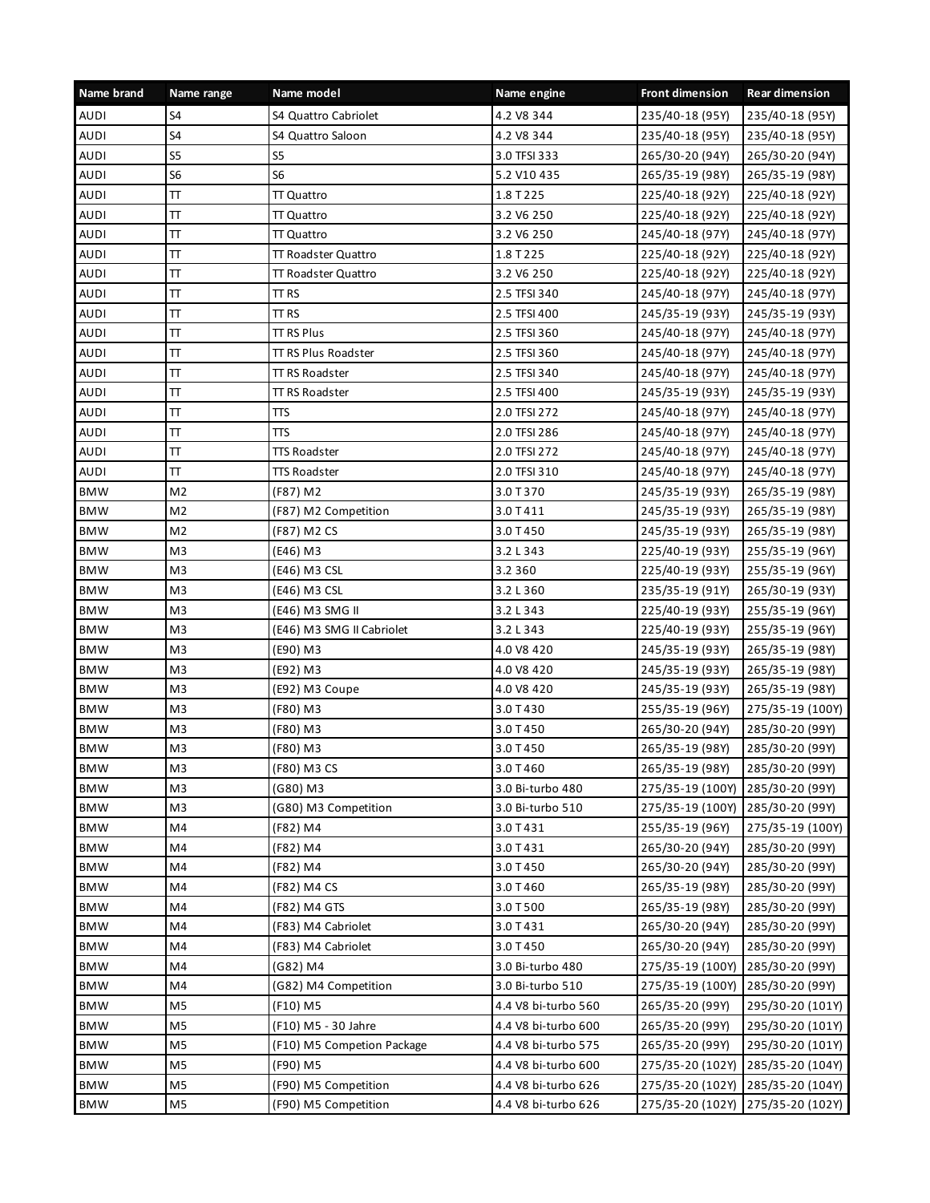| Name brand | Name range | Name model | Name engine | Front dimension | Rear dimension |
| --- | --- | --- | --- | --- | --- |
| AUDI | S4 | S4 Quattro Cabriolet | 4.2 V8 344 | 235/40-18 (95Y) | 235/40-18 (95Y) |
| AUDI | S4 | S4 Quattro Saloon | 4.2 V8 344 | 235/40-18 (95Y) | 235/40-18 (95Y) |
| AUDI | S5 | S5 | 3.0 TFSI 333 | 265/30-20 (94Y) | 265/30-20 (94Y) |
| AUDI | S6 | S6 | 5.2 V10 435 | 265/35-19 (98Y) | 265/35-19 (98Y) |
| AUDI | TT | TT Quattro | 1.8 T 225 | 225/40-18 (92Y) | 225/40-18 (92Y) |
| AUDI | TT | TT Quattro | 3.2 V6 250 | 225/40-18 (92Y) | 225/40-18 (92Y) |
| AUDI | TT | TT Quattro | 3.2 V6 250 | 245/40-18 (97Y) | 245/40-18 (97Y) |
| AUDI | TT | TT Roadster Quattro | 1.8 T 225 | 225/40-18 (92Y) | 225/40-18 (92Y) |
| AUDI | TT | TT Roadster Quattro | 3.2 V6 250 | 225/40-18 (92Y) | 225/40-18 (92Y) |
| AUDI | TT | TT RS | 2.5 TFSI 340 | 245/40-18 (97Y) | 245/40-18 (97Y) |
| AUDI | TT | TT RS | 2.5 TFSI 400 | 245/35-19 (93Y) | 245/35-19 (93Y) |
| AUDI | TT | TT RS Plus | 2.5 TFSI 360 | 245/40-18 (97Y) | 245/40-18 (97Y) |
| AUDI | TT | TT RS Plus Roadster | 2.5 TFSI 360 | 245/40-18 (97Y) | 245/40-18 (97Y) |
| AUDI | TT | TT RS Roadster | 2.5 TFSI 340 | 245/40-18 (97Y) | 245/40-18 (97Y) |
| AUDI | TT | TT RS Roadster | 2.5 TFSI 400 | 245/35-19 (93Y) | 245/35-19 (93Y) |
| AUDI | TT | TTS | 2.0 TFSI 272 | 245/40-18 (97Y) | 245/40-18 (97Y) |
| AUDI | TT | TTS | 2.0 TFSI 286 | 245/40-18 (97Y) | 245/40-18 (97Y) |
| AUDI | TT | TTS Roadster | 2.0 TFSI 272 | 245/40-18 (97Y) | 245/40-18 (97Y) |
| AUDI | TT | TTS Roadster | 2.0 TFSI 310 | 245/40-18 (97Y) | 245/40-18 (97Y) |
| BMW | M2 | (F87) M2 | 3.0 T 370 | 245/35-19 (93Y) | 265/35-19 (98Y) |
| BMW | M2 | (F87) M2 Competition | 3.0 T 411 | 245/35-19 (93Y) | 265/35-19 (98Y) |
| BMW | M2 | (F87) M2 CS | 3.0 T 450 | 245/35-19 (93Y) | 265/35-19 (98Y) |
| BMW | M3 | (E46) M3 | 3.2 L 343 | 225/40-19 (93Y) | 255/35-19 (96Y) |
| BMW | M3 | (E46) M3 CSL | 3.2 360 | 225/40-19 (93Y) | 255/35-19 (96Y) |
| BMW | M3 | (E46) M3 CSL | 3.2 L 360 | 235/35-19 (91Y) | 265/30-19 (93Y) |
| BMW | M3 | (E46) M3 SMG II | 3.2 L 343 | 225/40-19 (93Y) | 255/35-19 (96Y) |
| BMW | M3 | (E46) M3 SMG II Cabriolet | 3.2 L 343 | 225/40-19 (93Y) | 255/35-19 (96Y) |
| BMW | M3 | (E90) M3 | 4.0 V8 420 | 245/35-19 (93Y) | 265/35-19 (98Y) |
| BMW | M3 | (E92) M3 | 4.0 V8 420 | 245/35-19 (93Y) | 265/35-19 (98Y) |
| BMW | M3 | (E92) M3 Coupe | 4.0 V8 420 | 245/35-19 (93Y) | 265/35-19 (98Y) |
| BMW | M3 | (F80) M3 | 3.0 T 430 | 255/35-19 (96Y) | 275/35-19 (100Y) |
| BMW | M3 | (F80) M3 | 3.0 T 450 | 265/30-20 (94Y) | 285/30-20 (99Y) |
| BMW | M3 | (F80) M3 | 3.0 T 450 | 265/35-19 (98Y) | 285/30-20 (99Y) |
| BMW | M3 | (F80) M3 CS | 3.0 T 460 | 265/35-19 (98Y) | 285/30-20 (99Y) |
| BMW | M3 | (G80) M3 | 3.0 Bi-turbo 480 | 275/35-19 (100Y) | 285/30-20 (99Y) |
| BMW | M3 | (G80) M3 Competition | 3.0 Bi-turbo 510 | 275/35-19 (100Y) | 285/30-20 (99Y) |
| BMW | M4 | (F82) M4 | 3.0 T 431 | 255/35-19 (96Y) | 275/35-19 (100Y) |
| BMW | M4 | (F82) M4 | 3.0 T 431 | 265/30-20 (94Y) | 285/30-20 (99Y) |
| BMW | M4 | (F82) M4 | 3.0 T 450 | 265/30-20 (94Y) | 285/30-20 (99Y) |
| BMW | M4 | (F82) M4 CS | 3.0 T 460 | 265/35-19 (98Y) | 285/30-20 (99Y) |
| BMW | M4 | (F82) M4 GTS | 3.0 T 500 | 265/35-19 (98Y) | 285/30-20 (99Y) |
| BMW | M4 | (F83) M4 Cabriolet | 3.0 T 431 | 265/30-20 (94Y) | 285/30-20 (99Y) |
| BMW | M4 | (F83) M4 Cabriolet | 3.0 T 450 | 265/30-20 (94Y) | 285/30-20 (99Y) |
| BMW | M4 | (G82) M4 | 3.0 Bi-turbo 480 | 275/35-19 (100Y) | 285/30-20 (99Y) |
| BMW | M4 | (G82) M4 Competition | 3.0 Bi-turbo 510 | 275/35-19 (100Y) | 285/30-20 (99Y) |
| BMW | M5 | (F10) M5 | 4.4 V8 bi-turbo 560 | 265/35-20 (99Y) | 295/30-20 (101Y) |
| BMW | M5 | (F10) M5 - 30 Jahre | 4.4 V8 bi-turbo 600 | 265/35-20 (99Y) | 295/30-20 (101Y) |
| BMW | M5 | (F10) M5 Competion Package | 4.4 V8 bi-turbo 575 | 265/35-20 (99Y) | 295/30-20 (101Y) |
| BMW | M5 | (F90) M5 | 4.4 V8 bi-turbo 600 | 275/35-20 (102Y) | 285/35-20 (104Y) |
| BMW | M5 | (F90) M5 Competition | 4.4 V8 bi-turbo 626 | 275/35-20 (102Y) | 285/35-20 (104Y) |
| BMW | M5 | (F90) M5 Competition | 4.4 V8 bi-turbo 626 | 275/35-20 (102Y) | 275/35-20 (102Y) |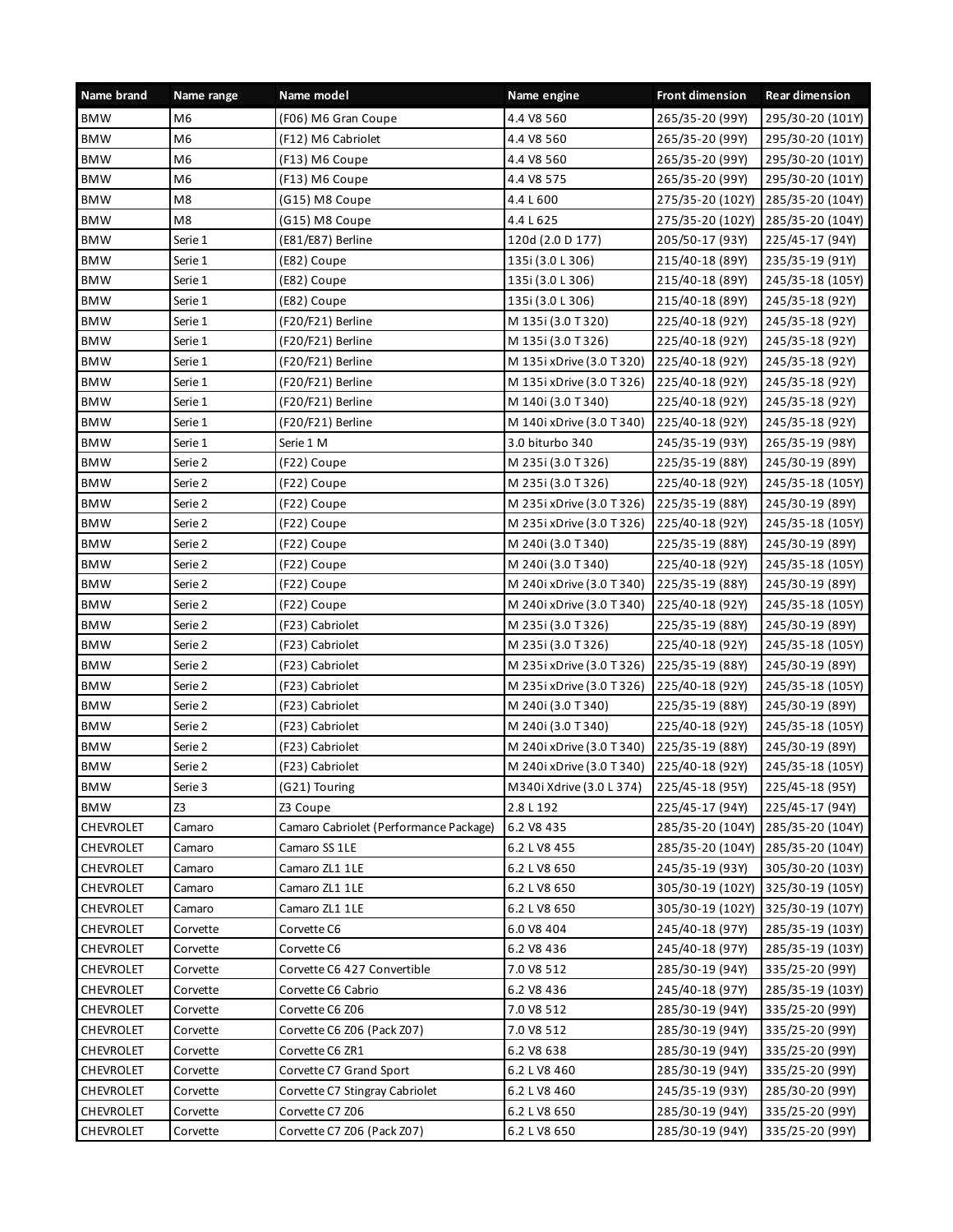| Name brand | Name range | Name model | Name engine | Front dimension | Rear dimension |
|---|---|---|---|---|---|
| BMW | M6 | (F06) M6 Gran Coupe | 4.4 V8 560 | 265/35-20 (99Y) | 295/30-20 (101Y) |
| BMW | M6 | (F12) M6 Cabriolet | 4.4 V8 560 | 265/35-20 (99Y) | 295/30-20 (101Y) |
| BMW | M6 | (F13) M6 Coupe | 4.4 V8 560 | 265/35-20 (99Y) | 295/30-20 (101Y) |
| BMW | M6 | (F13) M6 Coupe | 4.4 V8 575 | 265/35-20 (99Y) | 295/30-20 (101Y) |
| BMW | M8 | (G15) M8 Coupe | 4.4 L 600 | 275/35-20 (102Y) | 285/35-20 (104Y) |
| BMW | M8 | (G15) M8 Coupe | 4.4 L 625 | 275/35-20 (102Y) | 285/35-20 (104Y) |
| BMW | Serie 1 | (E81/E87) Berline | 120d (2.0 D 177) | 205/50-17 (93Y) | 225/45-17 (94Y) |
| BMW | Serie 1 | (E82) Coupe | 135i (3.0 L 306) | 215/40-18 (89Y) | 235/35-19 (91Y) |
| BMW | Serie 1 | (E82) Coupe | 135i (3.0 L 306) | 215/40-18 (89Y) | 245/35-18 (105Y) |
| BMW | Serie 1 | (E82) Coupe | 135i (3.0 L 306) | 215/40-18 (89Y) | 245/35-18 (92Y) |
| BMW | Serie 1 | (F20/F21) Berline | M 135i (3.0 T 320) | 225/40-18 (92Y) | 245/35-18 (92Y) |
| BMW | Serie 1 | (F20/F21) Berline | M 135i (3.0 T 326) | 225/40-18 (92Y) | 245/35-18 (92Y) |
| BMW | Serie 1 | (F20/F21) Berline | M 135i xDrive (3.0 T 320) | 225/40-18 (92Y) | 245/35-18 (92Y) |
| BMW | Serie 1 | (F20/F21) Berline | M 135i xDrive (3.0 T 326) | 225/40-18 (92Y) | 245/35-18 (92Y) |
| BMW | Serie 1 | (F20/F21) Berline | M 140i (3.0 T 340) | 225/40-18 (92Y) | 245/35-18 (92Y) |
| BMW | Serie 1 | (F20/F21) Berline | M 140i xDrive (3.0 T 340) | 225/40-18 (92Y) | 245/35-18 (92Y) |
| BMW | Serie 1 | Serie 1 M | 3.0 biturbo 340 | 245/35-19 (93Y) | 265/35-19 (98Y) |
| BMW | Serie 2 | (F22) Coupe | M 235i (3.0 T 326) | 225/35-19 (88Y) | 245/30-19 (89Y) |
| BMW | Serie 2 | (F22) Coupe | M 235i (3.0 T 326) | 225/40-18 (92Y) | 245/35-18 (105Y) |
| BMW | Serie 2 | (F22) Coupe | M 235i xDrive (3.0 T 326) | 225/35-19 (88Y) | 245/30-19 (89Y) |
| BMW | Serie 2 | (F22) Coupe | M 235i xDrive (3.0 T 326) | 225/40-18 (92Y) | 245/35-18 (105Y) |
| BMW | Serie 2 | (F22) Coupe | M 240i (3.0 T 340) | 225/35-19 (88Y) | 245/30-19 (89Y) |
| BMW | Serie 2 | (F22) Coupe | M 240i (3.0 T 340) | 225/40-18 (92Y) | 245/35-18 (105Y) |
| BMW | Serie 2 | (F22) Coupe | M 240i xDrive (3.0 T 340) | 225/35-19 (88Y) | 245/30-19 (89Y) |
| BMW | Serie 2 | (F22) Coupe | M 240i xDrive (3.0 T 340) | 225/40-18 (92Y) | 245/35-18 (105Y) |
| BMW | Serie 2 | (F23) Cabriolet | M 235i (3.0 T 326) | 225/35-19 (88Y) | 245/30-19 (89Y) |
| BMW | Serie 2 | (F23) Cabriolet | M 235i (3.0 T 326) | 225/40-18 (92Y) | 245/35-18 (105Y) |
| BMW | Serie 2 | (F23) Cabriolet | M 235i xDrive (3.0 T 326) | 225/35-19 (88Y) | 245/30-19 (89Y) |
| BMW | Serie 2 | (F23) Cabriolet | M 235i xDrive (3.0 T 326) | 225/40-18 (92Y) | 245/35-18 (105Y) |
| BMW | Serie 2 | (F23) Cabriolet | M 240i (3.0 T 340) | 225/35-19 (88Y) | 245/30-19 (89Y) |
| BMW | Serie 2 | (F23) Cabriolet | M 240i (3.0 T 340) | 225/40-18 (92Y) | 245/35-18 (105Y) |
| BMW | Serie 2 | (F23) Cabriolet | M 240i xDrive (3.0 T 340) | 225/35-19 (88Y) | 245/30-19 (89Y) |
| BMW | Serie 2 | (F23) Cabriolet | M 240i xDrive (3.0 T 340) | 225/40-18 (92Y) | 245/35-18 (105Y) |
| BMW | Serie 3 | (G21) Touring | M340i Xdrive (3.0 L 374) | 225/45-18 (95Y) | 225/45-18 (95Y) |
| BMW | Z3 | Z3 Coupe | 2.8 L 192 | 225/45-17 (94Y) | 225/45-17 (94Y) |
| CHEVROLET | Camaro | Camaro Cabriolet (Performance Package) | 6.2 V8 435 | 285/35-20 (104Y) | 285/35-20 (104Y) |
| CHEVROLET | Camaro | Camaro SS 1LE | 6.2 L V8 455 | 285/35-20 (104Y) | 285/35-20 (104Y) |
| CHEVROLET | Camaro | Camaro ZL1 1LE | 6.2 L V8 650 | 245/35-19 (93Y) | 305/30-20 (103Y) |
| CHEVROLET | Camaro | Camaro ZL1 1LE | 6.2 L V8 650 | 305/30-19 (102Y) | 325/30-19 (105Y) |
| CHEVROLET | Camaro | Camaro ZL1 1LE | 6.2 L V8 650 | 305/30-19 (102Y) | 325/30-19 (107Y) |
| CHEVROLET | Corvette | Corvette C6 | 6.0 V8 404 | 245/40-18 (97Y) | 285/35-19 (103Y) |
| CHEVROLET | Corvette | Corvette C6 | 6.2 V8 436 | 245/40-18 (97Y) | 285/35-19 (103Y) |
| CHEVROLET | Corvette | Corvette C6 427 Convertible | 7.0 V8 512 | 285/30-19 (94Y) | 335/25-20 (99Y) |
| CHEVROLET | Corvette | Corvette C6 Cabrio | 6.2 V8 436 | 245/40-18 (97Y) | 285/35-19 (103Y) |
| CHEVROLET | Corvette | Corvette C6 Z06 | 7.0 V8 512 | 285/30-19 (94Y) | 335/25-20 (99Y) |
| CHEVROLET | Corvette | Corvette C6 Z06 (Pack Z07) | 7.0 V8 512 | 285/30-19 (94Y) | 335/25-20 (99Y) |
| CHEVROLET | Corvette | Corvette C6 ZR1 | 6.2 V8 638 | 285/30-19 (94Y) | 335/25-20 (99Y) |
| CHEVROLET | Corvette | Corvette C7 Grand Sport | 6.2 L V8 460 | 285/30-19 (94Y) | 335/25-20 (99Y) |
| CHEVROLET | Corvette | Corvette C7 Stingray Cabriolet | 6.2 L V8 460 | 245/35-19 (93Y) | 285/30-20 (99Y) |
| CHEVROLET | Corvette | Corvette C7 Z06 | 6.2 L V8 650 | 285/30-19 (94Y) | 335/25-20 (99Y) |
| CHEVROLET | Corvette | Corvette C7 Z06 (Pack Z07) | 6.2 L V8 650 | 285/30-19 (94Y) | 335/25-20 (99Y) |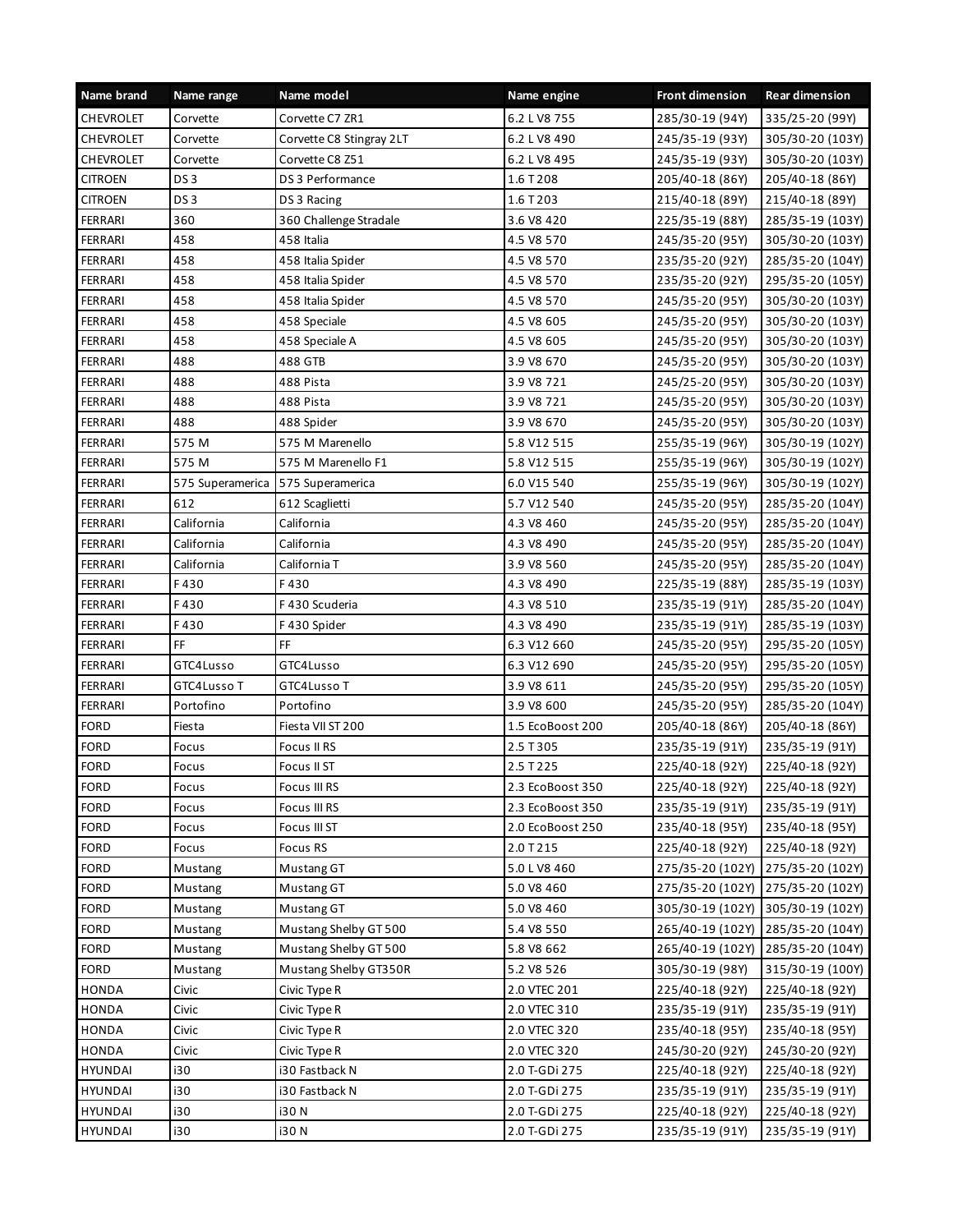| Name brand | Name range | Name model | Name engine | Front dimension | Rear dimension |
| --- | --- | --- | --- | --- | --- |
| CHEVROLET | Corvette | Corvette C7 ZR1 | 6.2 L V8 755 | 285/30-19 (94Y) | 335/25-20 (99Y) |
| CHEVROLET | Corvette | Corvette C8 Stingray 2LT | 6.2 L V8 490 | 245/35-19 (93Y) | 305/30-20 (103Y) |
| CHEVROLET | Corvette | Corvette C8 Z51 | 6.2 L V8 495 | 245/35-19 (93Y) | 305/30-20 (103Y) |
| CITROEN | DS 3 | DS 3 Performance | 1.6 T 208 | 205/40-18 (86Y) | 205/40-18 (86Y) |
| CITROEN | DS 3 | DS 3 Racing | 1.6 T 203 | 215/40-18 (89Y) | 215/40-18 (89Y) |
| FERRARI | 360 | 360 Challenge Stradale | 3.6 V8 420 | 225/35-19 (88Y) | 285/35-19 (103Y) |
| FERRARI | 458 | 458 Italia | 4.5 V8 570 | 245/35-20 (95Y) | 305/30-20 (103Y) |
| FERRARI | 458 | 458 Italia Spider | 4.5 V8 570 | 235/35-20 (92Y) | 285/35-20 (104Y) |
| FERRARI | 458 | 458 Italia Spider | 4.5 V8 570 | 235/35-20 (92Y) | 295/35-20 (105Y) |
| FERRARI | 458 | 458 Italia Spider | 4.5 V8 570 | 245/35-20 (95Y) | 305/30-20 (103Y) |
| FERRARI | 458 | 458 Speciale | 4.5 V8 605 | 245/35-20 (95Y) | 305/30-20 (103Y) |
| FERRARI | 458 | 458 Speciale A | 4.5 V8 605 | 245/35-20 (95Y) | 305/30-20 (103Y) |
| FERRARI | 488 | 488 GTB | 3.9 V8 670 | 245/35-20 (95Y) | 305/30-20 (103Y) |
| FERRARI | 488 | 488 Pista | 3.9 V8 721 | 245/25-20 (95Y) | 305/30-20 (103Y) |
| FERRARI | 488 | 488 Pista | 3.9 V8 721 | 245/35-20 (95Y) | 305/30-20 (103Y) |
| FERRARI | 488 | 488 Spider | 3.9 V8 670 | 245/35-20 (95Y) | 305/30-20 (103Y) |
| FERRARI | 575 M | 575 M Marenello | 5.8 V12 515 | 255/35-19 (96Y) | 305/30-19 (102Y) |
| FERRARI | 575 M | 575 M Marenello F1 | 5.8 V12 515 | 255/35-19 (96Y) | 305/30-19 (102Y) |
| FERRARI | 575 Superamerica | 575 Superamerica | 6.0 V15 540 | 255/35-19 (96Y) | 305/30-19 (102Y) |
| FERRARI | 612 | 612 Scaglietti | 5.7 V12 540 | 245/35-20 (95Y) | 285/35-20 (104Y) |
| FERRARI | California | California | 4.3 V8 460 | 245/35-20 (95Y) | 285/35-20 (104Y) |
| FERRARI | California | California | 4.3 V8 490 | 245/35-20 (95Y) | 285/35-20 (104Y) |
| FERRARI | California | California T | 3.9 V8 560 | 245/35-20 (95Y) | 285/35-20 (104Y) |
| FERRARI | F 430 | F 430 | 4.3 V8 490 | 225/35-19 (88Y) | 285/35-19 (103Y) |
| FERRARI | F 430 | F 430 Scuderia | 4.3 V8 510 | 235/35-19 (91Y) | 285/35-20 (104Y) |
| FERRARI | F 430 | F 430 Spider | 4.3 V8 490 | 235/35-19 (91Y) | 285/35-19 (103Y) |
| FERRARI | FF | FF | 6.3 V12 660 | 245/35-20 (95Y) | 295/35-20 (105Y) |
| FERRARI | GTC4Lusso | GTC4Lusso | 6.3 V12 690 | 245/35-20 (95Y) | 295/35-20 (105Y) |
| FERRARI | GTC4Lusso T | GTC4Lusso T | 3.9 V8 611 | 245/35-20 (95Y) | 295/35-20 (105Y) |
| FERRARI | Portofino | Portofino | 3.9 V8 600 | 245/35-20 (95Y) | 285/35-20 (104Y) |
| FORD | Fiesta | Fiesta VII ST 200 | 1.5 EcoBoost 200 | 205/40-18 (86Y) | 205/40-18 (86Y) |
| FORD | Focus | Focus II RS | 2.5 T 305 | 235/35-19 (91Y) | 235/35-19 (91Y) |
| FORD | Focus | Focus II ST | 2.5 T 225 | 225/40-18 (92Y) | 225/40-18 (92Y) |
| FORD | Focus | Focus III RS | 2.3 EcoBoost 350 | 225/40-18 (92Y) | 225/40-18 (92Y) |
| FORD | Focus | Focus III RS | 2.3 EcoBoost 350 | 235/35-19 (91Y) | 235/35-19 (91Y) |
| FORD | Focus | Focus III ST | 2.0 EcoBoost 250 | 235/40-18 (95Y) | 235/40-18 (95Y) |
| FORD | Focus | Focus RS | 2.0 T 215 | 225/40-18 (92Y) | 225/40-18 (92Y) |
| FORD | Mustang | Mustang GT | 5.0 L V8 460 | 275/35-20 (102Y) | 275/35-20 (102Y) |
| FORD | Mustang | Mustang GT | 5.0 V8 460 | 275/35-20 (102Y) | 275/35-20 (102Y) |
| FORD | Mustang | Mustang GT | 5.0 V8 460 | 305/30-19 (102Y) | 305/30-19 (102Y) |
| FORD | Mustang | Mustang Shelby GT 500 | 5.4 V8 550 | 265/40-19 (102Y) | 285/35-20 (104Y) |
| FORD | Mustang | Mustang Shelby GT 500 | 5.8 V8 662 | 265/40-19 (102Y) | 285/35-20 (104Y) |
| FORD | Mustang | Mustang Shelby GT350R | 5.2 V8 526 | 305/30-19 (98Y) | 315/30-19 (100Y) |
| HONDA | Civic | Civic Type R | 2.0 VTEC 201 | 225/40-18 (92Y) | 225/40-18 (92Y) |
| HONDA | Civic | Civic Type R | 2.0 VTEC 310 | 235/35-19 (91Y) | 235/35-19 (91Y) |
| HONDA | Civic | Civic Type R | 2.0 VTEC 320 | 235/40-18 (95Y) | 235/40-18 (95Y) |
| HONDA | Civic | Civic Type R | 2.0 VTEC 320 | 245/30-20 (92Y) | 245/30-20 (92Y) |
| HYUNDAI | i30 | i30 Fastback N | 2.0 T-GDi 275 | 225/40-18 (92Y) | 225/40-18 (92Y) |
| HYUNDAI | i30 | i30 Fastback N | 2.0 T-GDi 275 | 235/35-19 (91Y) | 235/35-19 (91Y) |
| HYUNDAI | i30 | i30 N | 2.0 T-GDi 275 | 225/40-18 (92Y) | 225/40-18 (92Y) |
| HYUNDAI | i30 | i30 N | 2.0 T-GDi 275 | 235/35-19 (91Y) | 235/35-19 (91Y) |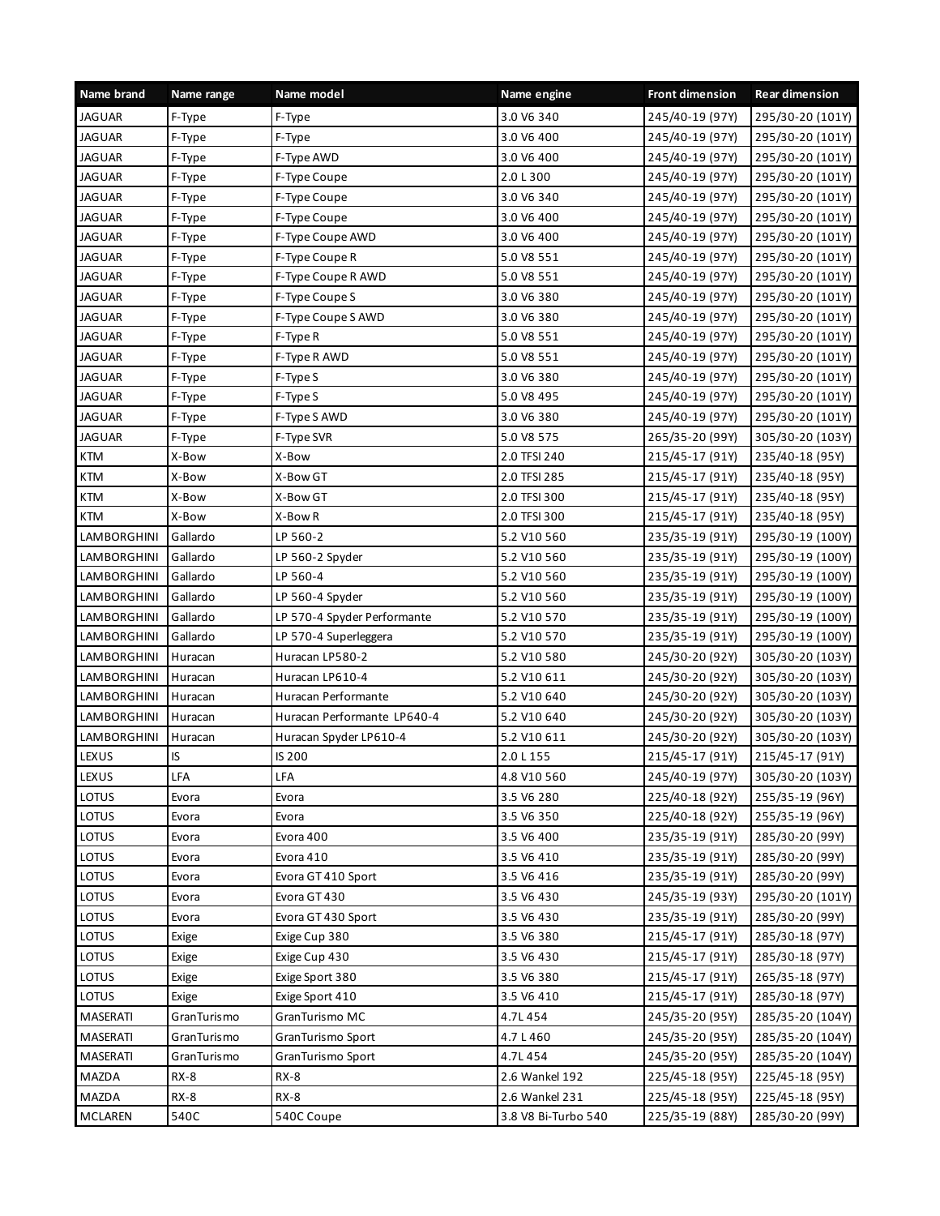| Name brand | Name range | Name model | Name engine | Front dimension | Rear dimension |
| --- | --- | --- | --- | --- | --- |
| JAGUAR | F-Type | F-Type | 3.0 V6 340 | 245/40-19 (97Y) | 295/30-20 (101Y) |
| JAGUAR | F-Type | F-Type | 3.0 V6 400 | 245/40-19 (97Y) | 295/30-20 (101Y) |
| JAGUAR | F-Type | F-Type AWD | 3.0 V6 400 | 245/40-19 (97Y) | 295/30-20 (101Y) |
| JAGUAR | F-Type | F-Type Coupe | 2.0 L 300 | 245/40-19 (97Y) | 295/30-20 (101Y) |
| JAGUAR | F-Type | F-Type Coupe | 3.0 V6 340 | 245/40-19 (97Y) | 295/30-20 (101Y) |
| JAGUAR | F-Type | F-Type Coupe | 3.0 V6 400 | 245/40-19 (97Y) | 295/30-20 (101Y) |
| JAGUAR | F-Type | F-Type Coupe AWD | 3.0 V6 400 | 245/40-19 (97Y) | 295/30-20 (101Y) |
| JAGUAR | F-Type | F-Type Coupe R | 5.0 V8 551 | 245/40-19 (97Y) | 295/30-20 (101Y) |
| JAGUAR | F-Type | F-Type Coupe R AWD | 5.0 V8 551 | 245/40-19 (97Y) | 295/30-20 (101Y) |
| JAGUAR | F-Type | F-Type Coupe S | 3.0 V6 380 | 245/40-19 (97Y) | 295/30-20 (101Y) |
| JAGUAR | F-Type | F-Type Coupe S AWD | 3.0 V6 380 | 245/40-19 (97Y) | 295/30-20 (101Y) |
| JAGUAR | F-Type | F-Type R | 5.0 V8 551 | 245/40-19 (97Y) | 295/30-20 (101Y) |
| JAGUAR | F-Type | F-Type R AWD | 5.0 V8 551 | 245/40-19 (97Y) | 295/30-20 (101Y) |
| JAGUAR | F-Type | F-Type S | 3.0 V6 380 | 245/40-19 (97Y) | 295/30-20 (101Y) |
| JAGUAR | F-Type | F-Type S | 5.0 V8 495 | 245/40-19 (97Y) | 295/30-20 (101Y) |
| JAGUAR | F-Type | F-Type S AWD | 3.0 V6 380 | 245/40-19 (97Y) | 295/30-20 (101Y) |
| JAGUAR | F-Type | F-Type SVR | 5.0 V8 575 | 265/35-20 (99Y) | 305/30-20 (103Y) |
| KTM | X-Bow | X-Bow | 2.0 TFSI 240 | 215/45-17 (91Y) | 235/40-18 (95Y) |
| KTM | X-Bow | X-Bow GT | 2.0 TFSI 285 | 215/45-17 (91Y) | 235/40-18 (95Y) |
| KTM | X-Bow | X-Bow GT | 2.0 TFSI 300 | 215/45-17 (91Y) | 235/40-18 (95Y) |
| KTM | X-Bow | X-Bow R | 2.0 TFSI 300 | 215/45-17 (91Y) | 235/40-18 (95Y) |
| LAMBORGHINI | Gallardo | LP 560-2 | 5.2 V10 560 | 235/35-19 (91Y) | 295/30-19 (100Y) |
| LAMBORGHINI | Gallardo | LP 560-2 Spyder | 5.2 V10 560 | 235/35-19 (91Y) | 295/30-19 (100Y) |
| LAMBORGHINI | Gallardo | LP 560-4 | 5.2 V10 560 | 235/35-19 (91Y) | 295/30-19 (100Y) |
| LAMBORGHINI | Gallardo | LP 560-4 Spyder | 5.2 V10 560 | 235/35-19 (91Y) | 295/30-19 (100Y) |
| LAMBORGHINI | Gallardo | LP 570-4 Spyder Performante | 5.2 V10 570 | 235/35-19 (91Y) | 295/30-19 (100Y) |
| LAMBORGHINI | Gallardo | LP 570-4 Superleggera | 5.2 V10 570 | 235/35-19 (91Y) | 295/30-19 (100Y) |
| LAMBORGHINI | Huracan | Huracan LP580-2 | 5.2 V10 580 | 245/30-20 (92Y) | 305/30-20 (103Y) |
| LAMBORGHINI | Huracan | Huracan LP610-4 | 5.2 V10 611 | 245/30-20 (92Y) | 305/30-20 (103Y) |
| LAMBORGHINI | Huracan | Huracan Performante | 5.2 V10 640 | 245/30-20 (92Y) | 305/30-20 (103Y) |
| LAMBORGHINI | Huracan | Huracan Performante LP640-4 | 5.2 V10 640 | 245/30-20 (92Y) | 305/30-20 (103Y) |
| LAMBORGHINI | Huracan | Huracan Spyder LP610-4 | 5.2 V10 611 | 245/30-20 (92Y) | 305/30-20 (103Y) |
| LEXUS | IS | IS 200 | 2.0 L 155 | 215/45-17 (91Y) | 215/45-17 (91Y) |
| LEXUS | LFA | LFA | 4.8 V10 560 | 245/40-19 (97Y) | 305/30-20 (103Y) |
| LOTUS | Evora | Evora | 3.5 V6 280 | 225/40-18 (92Y) | 255/35-19 (96Y) |
| LOTUS | Evora | Evora | 3.5 V6 350 | 225/40-18 (92Y) | 255/35-19 (96Y) |
| LOTUS | Evora | Evora 400 | 3.5 V6 400 | 235/35-19 (91Y) | 285/30-20 (99Y) |
| LOTUS | Evora | Evora 410 | 3.5 V6 410 | 235/35-19 (91Y) | 285/30-20 (99Y) |
| LOTUS | Evora | Evora GT 410 Sport | 3.5 V6 416 | 235/35-19 (91Y) | 285/30-20 (99Y) |
| LOTUS | Evora | Evora GT 430 | 3.5 V6 430 | 245/35-19 (93Y) | 295/30-20 (101Y) |
| LOTUS | Evora | Evora GT 430 Sport | 3.5 V6 430 | 235/35-19 (91Y) | 285/30-20 (99Y) |
| LOTUS | Exige | Exige Cup 380 | 3.5 V6 380 | 215/45-17 (91Y) | 285/30-18 (97Y) |
| LOTUS | Exige | Exige Cup 430 | 3.5 V6 430 | 215/45-17 (91Y) | 285/30-18 (97Y) |
| LOTUS | Exige | Exige Sport 380 | 3.5 V6 380 | 215/45-17 (91Y) | 265/35-18 (97Y) |
| LOTUS | Exige | Exige Sport 410 | 3.5 V6 410 | 215/45-17 (91Y) | 285/30-18 (97Y) |
| MASERATI | GranTurismo | GranTurismo MC | 4.7L 454 | 245/35-20 (95Y) | 285/35-20 (104Y) |
| MASERATI | GranTurismo | GranTurismo Sport | 4.7 L 460 | 245/35-20 (95Y) | 285/35-20 (104Y) |
| MASERATI | GranTurismo | GranTurismo Sport | 4.7L 454 | 245/35-20 (95Y) | 285/35-20 (104Y) |
| MAZDA | RX-8 | RX-8 | 2.6 Wankel 192 | 225/45-18 (95Y) | 225/45-18 (95Y) |
| MAZDA | RX-8 | RX-8 | 2.6 Wankel 231 | 225/45-18 (95Y) | 225/45-18 (95Y) |
| MCLAREN | 540C | 540C Coupe | 3.8 V8 Bi-Turbo 540 | 225/35-19 (88Y) | 285/30-20 (99Y) |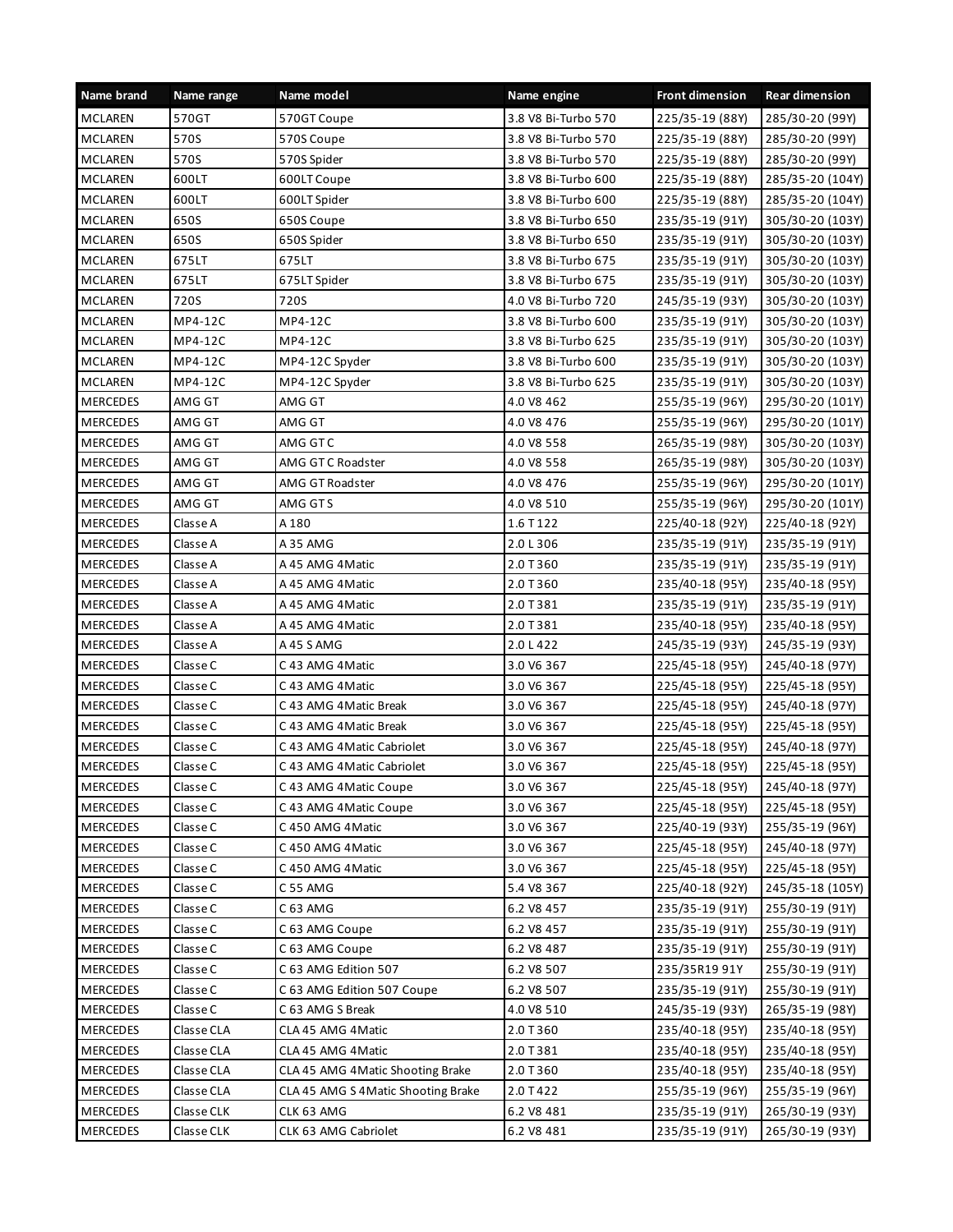| Name brand | Name range | Name model | Name engine | Front dimension | Rear dimension |
|---|---|---|---|---|---|
| MCLAREN | 570GT | 570GT Coupe | 3.8 V8 Bi-Turbo 570 | 225/35-19 (88Y) | 285/30-20 (99Y) |
| MCLAREN | 570S | 570S Coupe | 3.8 V8 Bi-Turbo 570 | 225/35-19 (88Y) | 285/30-20 (99Y) |
| MCLAREN | 570S | 570S Spider | 3.8 V8 Bi-Turbo 570 | 225/35-19 (88Y) | 285/30-20 (99Y) |
| MCLAREN | 600LT | 600LT Coupe | 3.8 V8 Bi-Turbo 600 | 225/35-19 (88Y) | 285/35-20 (104Y) |
| MCLAREN | 600LT | 600LT Spider | 3.8 V8 Bi-Turbo 600 | 225/35-19 (88Y) | 285/35-20 (104Y) |
| MCLAREN | 650S | 650S Coupe | 3.8 V8 Bi-Turbo 650 | 235/35-19 (91Y) | 305/30-20 (103Y) |
| MCLAREN | 650S | 650S Spider | 3.8 V8 Bi-Turbo 650 | 235/35-19 (91Y) | 305/30-20 (103Y) |
| MCLAREN | 675LT | 675LT | 3.8 V8 Bi-Turbo 675 | 235/35-19 (91Y) | 305/30-20 (103Y) |
| MCLAREN | 675LT | 675LT Spider | 3.8 V8 Bi-Turbo 675 | 235/35-19 (91Y) | 305/30-20 (103Y) |
| MCLAREN | 720S | 720S | 4.0 V8 Bi-Turbo 720 | 245/35-19 (93Y) | 305/30-20 (103Y) |
| MCLAREN | MP4-12C | MP4-12C | 3.8 V8 Bi-Turbo 600 | 235/35-19 (91Y) | 305/30-20 (103Y) |
| MCLAREN | MP4-12C | MP4-12C | 3.8 V8 Bi-Turbo 625 | 235/35-19 (91Y) | 305/30-20 (103Y) |
| MCLAREN | MP4-12C | MP4-12C Spyder | 3.8 V8 Bi-Turbo 600 | 235/35-19 (91Y) | 305/30-20 (103Y) |
| MCLAREN | MP4-12C | MP4-12C Spyder | 3.8 V8 Bi-Turbo 625 | 235/35-19 (91Y) | 305/30-20 (103Y) |
| MERCEDES | AMG GT | AMG GT | 4.0 V8 462 | 255/35-19 (96Y) | 295/30-20 (101Y) |
| MERCEDES | AMG GT | AMG GT | 4.0 V8 476 | 255/35-19 (96Y) | 295/30-20 (101Y) |
| MERCEDES | AMG GT | AMG GT C | 4.0 V8 558 | 265/35-19 (98Y) | 305/30-20 (103Y) |
| MERCEDES | AMG GT | AMG GT C Roadster | 4.0 V8 558 | 265/35-19 (98Y) | 305/30-20 (103Y) |
| MERCEDES | AMG GT | AMG GT Roadster | 4.0 V8 476 | 255/35-19 (96Y) | 295/30-20 (101Y) |
| MERCEDES | AMG GT | AMG GT S | 4.0 V8 510 | 255/35-19 (96Y) | 295/30-20 (101Y) |
| MERCEDES | Classe A | A 180 | 1.6 T 122 | 225/40-18 (92Y) | 225/40-18 (92Y) |
| MERCEDES | Classe A | A 35 AMG | 2.0 L 306 | 235/35-19 (91Y) | 235/35-19 (91Y) |
| MERCEDES | Classe A | A 45 AMG 4Matic | 2.0 T 360 | 235/35-19 (91Y) | 235/35-19 (91Y) |
| MERCEDES | Classe A | A 45 AMG 4Matic | 2.0 T 360 | 235/40-18 (95Y) | 235/40-18 (95Y) |
| MERCEDES | Classe A | A 45 AMG 4Matic | 2.0 T 381 | 235/35-19 (91Y) | 235/35-19 (91Y) |
| MERCEDES | Classe A | A 45 AMG 4Matic | 2.0 T 381 | 235/40-18 (95Y) | 235/40-18 (95Y) |
| MERCEDES | Classe A | A 45 S AMG | 2.0 L 422 | 245/35-19 (93Y) | 245/35-19 (93Y) |
| MERCEDES | Classe C | C 43 AMG 4Matic | 3.0 V6 367 | 225/45-18 (95Y) | 245/40-18 (97Y) |
| MERCEDES | Classe C | C 43 AMG 4Matic | 3.0 V6 367 | 225/45-18 (95Y) | 225/45-18 (95Y) |
| MERCEDES | Classe C | C 43 AMG 4Matic Break | 3.0 V6 367 | 225/45-18 (95Y) | 245/40-18 (97Y) |
| MERCEDES | Classe C | C 43 AMG 4Matic Break | 3.0 V6 367 | 225/45-18 (95Y) | 225/45-18 (95Y) |
| MERCEDES | Classe C | C 43 AMG 4Matic Cabriolet | 3.0 V6 367 | 225/45-18 (95Y) | 245/40-18 (97Y) |
| MERCEDES | Classe C | C 43 AMG 4Matic Cabriolet | 3.0 V6 367 | 225/45-18 (95Y) | 225/45-18 (95Y) |
| MERCEDES | Classe C | C 43 AMG 4Matic Coupe | 3.0 V6 367 | 225/45-18 (95Y) | 245/40-18 (97Y) |
| MERCEDES | Classe C | C 43 AMG 4Matic Coupe | 3.0 V6 367 | 225/45-18 (95Y) | 225/45-18 (95Y) |
| MERCEDES | Classe C | C 450 AMG 4Matic | 3.0 V6 367 | 225/40-19 (93Y) | 255/35-19 (96Y) |
| MERCEDES | Classe C | C 450 AMG 4Matic | 3.0 V6 367 | 225/45-18 (95Y) | 245/40-18 (97Y) |
| MERCEDES | Classe C | C 450 AMG 4Matic | 3.0 V6 367 | 225/45-18 (95Y) | 225/45-18 (95Y) |
| MERCEDES | Classe C | C 55 AMG | 5.4 V8 367 | 225/40-18 (92Y) | 245/35-18 (105Y) |
| MERCEDES | Classe C | C 63 AMG | 6.2 V8 457 | 235/35-19 (91Y) | 255/30-19 (91Y) |
| MERCEDES | Classe C | C 63 AMG Coupe | 6.2 V8 457 | 235/35-19 (91Y) | 255/30-19 (91Y) |
| MERCEDES | Classe C | C 63 AMG Coupe | 6.2 V8 487 | 235/35-19 (91Y) | 255/30-19 (91Y) |
| MERCEDES | Classe C | C 63 AMG Edition 507 | 6.2 V8 507 | 235/35R19 91Y | 255/30-19 (91Y) |
| MERCEDES | Classe C | C 63 AMG Edition 507 Coupe | 6.2 V8 507 | 235/35-19 (91Y) | 255/30-19 (91Y) |
| MERCEDES | Classe C | C 63 AMG S Break | 4.0 V8 510 | 245/35-19 (93Y) | 265/35-19 (98Y) |
| MERCEDES | Classe CLA | CLA 45 AMG 4Matic | 2.0 T 360 | 235/40-18 (95Y) | 235/40-18 (95Y) |
| MERCEDES | Classe CLA | CLA 45 AMG 4Matic | 2.0 T 381 | 235/40-18 (95Y) | 235/40-18 (95Y) |
| MERCEDES | Classe CLA | CLA 45 AMG 4Matic Shooting Brake | 2.0 T 360 | 235/40-18 (95Y) | 235/40-18 (95Y) |
| MERCEDES | Classe CLA | CLA 45 AMG S 4Matic Shooting Brake | 2.0 T 422 | 255/35-19 (96Y) | 255/35-19 (96Y) |
| MERCEDES | Classe CLK | CLK 63 AMG | 6.2 V8 481 | 235/35-19 (91Y) | 265/30-19 (93Y) |
| MERCEDES | Classe CLK | CLK 63 AMG Cabriolet | 6.2 V8 481 | 235/35-19 (91Y) | 265/30-19 (93Y) |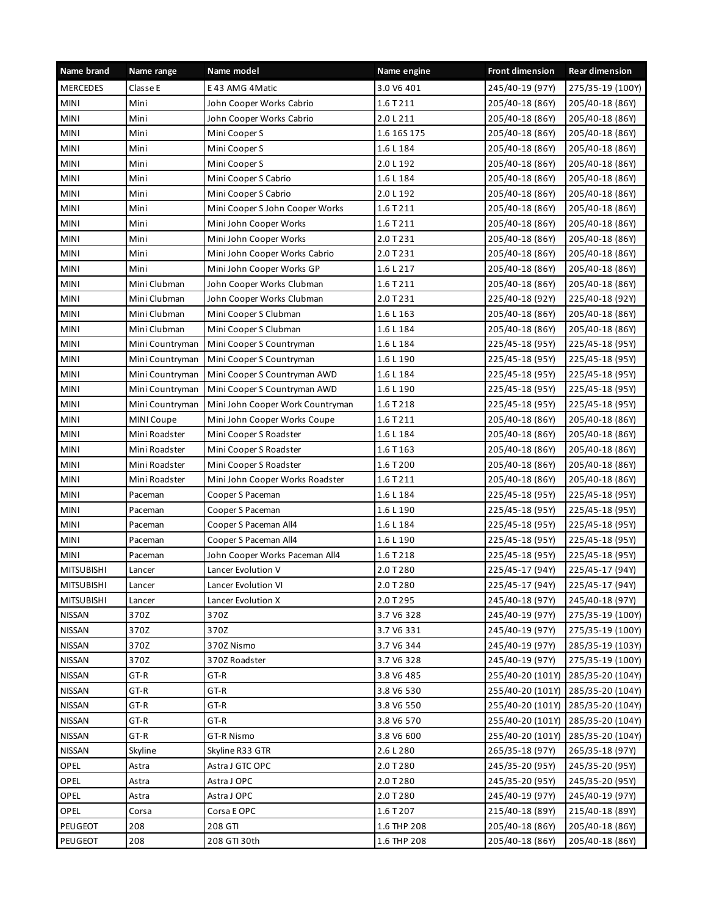| Name brand | Name range | Name model | Name engine | Front dimension | Rear dimension |
|---|---|---|---|---|---|
| MERCEDES | Classe E | E 43 AMG 4Matic | 3.0 V6 401 | 245/40-19 (97Y) | 275/35-19 (100Y) |
| MINI | Mini | John Cooper Works Cabrio | 1.6 T 211 | 205/40-18 (86Y) | 205/40-18 (86Y) |
| MINI | Mini | John Cooper Works Cabrio | 2.0 L 211 | 205/40-18 (86Y) | 205/40-18 (86Y) |
| MINI | Mini | Mini Cooper S | 1.6 16S 175 | 205/40-18 (86Y) | 205/40-18 (86Y) |
| MINI | Mini | Mini Cooper S | 1.6 L 184 | 205/40-18 (86Y) | 205/40-18 (86Y) |
| MINI | Mini | Mini Cooper S | 2.0 L 192 | 205/40-18 (86Y) | 205/40-18 (86Y) |
| MINI | Mini | Mini Cooper S Cabrio | 1.6 L 184 | 205/40-18 (86Y) | 205/40-18 (86Y) |
| MINI | Mini | Mini Cooper S Cabrio | 2.0 L 192 | 205/40-18 (86Y) | 205/40-18 (86Y) |
| MINI | Mini | Mini Cooper S John Cooper Works | 1.6 T 211 | 205/40-18 (86Y) | 205/40-18 (86Y) |
| MINI | Mini | Mini John Cooper Works | 1.6 T 211 | 205/40-18 (86Y) | 205/40-18 (86Y) |
| MINI | Mini | Mini John Cooper Works | 2.0 T 231 | 205/40-18 (86Y) | 205/40-18 (86Y) |
| MINI | Mini | Mini John Cooper Works Cabrio | 2.0 T 231 | 205/40-18 (86Y) | 205/40-18 (86Y) |
| MINI | Mini | Mini John Cooper Works GP | 1.6 L 217 | 205/40-18 (86Y) | 205/40-18 (86Y) |
| MINI | Mini Clubman | John Cooper Works Clubman | 1.6 T 211 | 205/40-18 (86Y) | 205/40-18 (86Y) |
| MINI | Mini Clubman | John Cooper Works Clubman | 2.0 T 231 | 225/40-18 (92Y) | 225/40-18 (92Y) |
| MINI | Mini Clubman | Mini Cooper S Clubman | 1.6 L 163 | 205/40-18 (86Y) | 205/40-18 (86Y) |
| MINI | Mini Clubman | Mini Cooper S Clubman | 1.6 L 184 | 205/40-18 (86Y) | 205/40-18 (86Y) |
| MINI | Mini Countryman | Mini Cooper S Countryman | 1.6 L 184 | 225/45-18 (95Y) | 225/45-18 (95Y) |
| MINI | Mini Countryman | Mini Cooper S Countryman | 1.6 L 190 | 225/45-18 (95Y) | 225/45-18 (95Y) |
| MINI | Mini Countryman | Mini Cooper S Countryman AWD | 1.6 L 184 | 225/45-18 (95Y) | 225/45-18 (95Y) |
| MINI | Mini Countryman | Mini Cooper S Countryman AWD | 1.6 L 190 | 225/45-18 (95Y) | 225/45-18 (95Y) |
| MINI | Mini Countryman | Mini John Cooper Work Countryman | 1.6 T 218 | 225/45-18 (95Y) | 225/45-18 (95Y) |
| MINI | MINI Coupe | Mini John Cooper Works Coupe | 1.6 T 211 | 205/40-18 (86Y) | 205/40-18 (86Y) |
| MINI | Mini Roadster | Mini Cooper S Roadster | 1.6 L 184 | 205/40-18 (86Y) | 205/40-18 (86Y) |
| MINI | Mini Roadster | Mini Cooper S Roadster | 1.6 T 163 | 205/40-18 (86Y) | 205/40-18 (86Y) |
| MINI | Mini Roadster | Mini Cooper S Roadster | 1.6 T 200 | 205/40-18 (86Y) | 205/40-18 (86Y) |
| MINI | Mini Roadster | Mini John Cooper Works Roadster | 1.6 T 211 | 205/40-18 (86Y) | 205/40-18 (86Y) |
| MINI | Paceman | Cooper S Paceman | 1.6 L 184 | 225/45-18 (95Y) | 225/45-18 (95Y) |
| MINI | Paceman | Cooper S Paceman | 1.6 L 190 | 225/45-18 (95Y) | 225/45-18 (95Y) |
| MINI | Paceman | Cooper S Paceman All4 | 1.6 L 184 | 225/45-18 (95Y) | 225/45-18 (95Y) |
| MINI | Paceman | Cooper S Paceman All4 | 1.6 L 190 | 225/45-18 (95Y) | 225/45-18 (95Y) |
| MINI | Paceman | John Cooper Works Paceman All4 | 1.6 T 218 | 225/45-18 (95Y) | 225/45-18 (95Y) |
| MITSUBISHI | Lancer | Lancer Evolution V | 2.0 T 280 | 225/45-17 (94Y) | 225/45-17 (94Y) |
| MITSUBISHI | Lancer | Lancer Evolution VI | 2.0 T 280 | 225/45-17 (94Y) | 225/45-17 (94Y) |
| MITSUBISHI | Lancer | Lancer Evolution X | 2.0 T 295 | 245/40-18 (97Y) | 245/40-18 (97Y) |
| NISSAN | 370Z | 370Z | 3.7 V6 328 | 245/40-19 (97Y) | 275/35-19 (100Y) |
| NISSAN | 370Z | 370Z | 3.7 V6 331 | 245/40-19 (97Y) | 275/35-19 (100Y) |
| NISSAN | 370Z | 370Z Nismo | 3.7 V6 344 | 245/40-19 (97Y) | 285/35-19 (103Y) |
| NISSAN | 370Z | 370Z Roadster | 3.7 V6 328 | 245/40-19 (97Y) | 275/35-19 (100Y) |
| NISSAN | GT-R | GT-R | 3.8 V6 485 | 255/40-20 (101Y) | 285/35-20 (104Y) |
| NISSAN | GT-R | GT-R | 3.8 V6 530 | 255/40-20 (101Y) | 285/35-20 (104Y) |
| NISSAN | GT-R | GT-R | 3.8 V6 550 | 255/40-20 (101Y) | 285/35-20 (104Y) |
| NISSAN | GT-R | GT-R | 3.8 V6 570 | 255/40-20 (101Y) | 285/35-20 (104Y) |
| NISSAN | GT-R | GT-R Nismo | 3.8 V6 600 | 255/40-20 (101Y) | 285/35-20 (104Y) |
| NISSAN | Skyline | Skyline R33 GTR | 2.6 L 280 | 265/35-18 (97Y) | 265/35-18 (97Y) |
| OPEL | Astra | Astra J GTC OPC | 2.0 T 280 | 245/35-20 (95Y) | 245/35-20 (95Y) |
| OPEL | Astra | Astra J OPC | 2.0 T 280 | 245/35-20 (95Y) | 245/35-20 (95Y) |
| OPEL | Astra | Astra J OPC | 2.0 T 280 | 245/40-19 (97Y) | 245/40-19 (97Y) |
| OPEL | Corsa | Corsa E OPC | 1.6 T 207 | 215/40-18 (89Y) | 215/40-18 (89Y) |
| PEUGEOT | 208 | 208 GTI | 1.6 THP 208 | 205/40-18 (86Y) | 205/40-18 (86Y) |
| PEUGEOT | 208 | 208 GTI 30th | 1.6 THP 208 | 205/40-18 (86Y) | 205/40-18 (86Y) |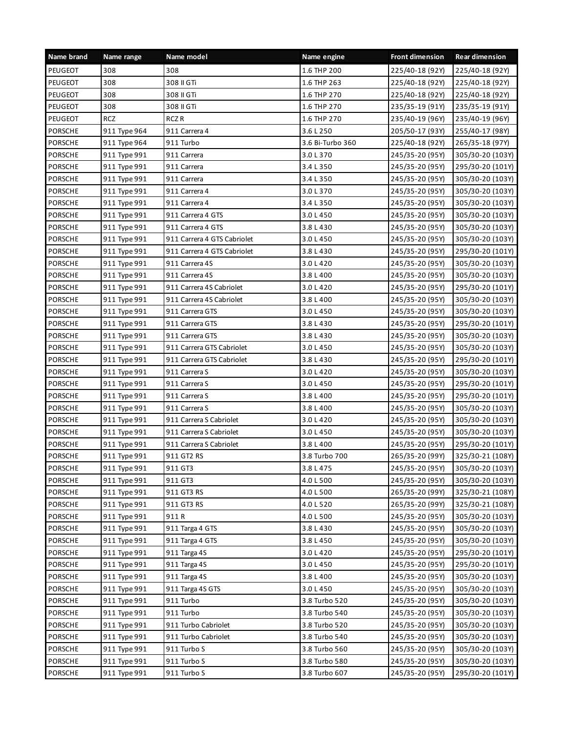| Name brand | Name range | Name model | Name engine | Front dimension | Rear dimension |
|---|---|---|---|---|---|
| PEUGEOT | 308 | 308 | 1.6 THP 200 | 225/40-18 (92Y) | 225/40-18 (92Y) |
| PEUGEOT | 308 | 308 II GTi | 1.6 THP 263 | 225/40-18 (92Y) | 225/40-18 (92Y) |
| PEUGEOT | 308 | 308 II GTi | 1.6 THP 270 | 225/40-18 (92Y) | 225/40-18 (92Y) |
| PEUGEOT | 308 | 308 II GTi | 1.6 THP 270 | 235/35-19 (91Y) | 235/35-19 (91Y) |
| PEUGEOT | RCZ | RCZ R | 1.6 THP 270 | 235/40-19 (96Y) | 235/40-19 (96Y) |
| PORSCHE | 911 Type 964 | 911 Carrera 4 | 3.6 L 250 | 205/50-17 (93Y) | 255/40-17 (98Y) |
| PORSCHE | 911 Type 964 | 911 Turbo | 3.6 Bi-Turbo 360 | 225/40-18 (92Y) | 265/35-18 (97Y) |
| PORSCHE | 911 Type 991 | 911 Carrera | 3.0 L 370 | 245/35-20 (95Y) | 305/30-20 (103Y) |
| PORSCHE | 911 Type 991 | 911 Carrera | 3.4 L 350 | 245/35-20 (95Y) | 295/30-20 (101Y) |
| PORSCHE | 911 Type 991 | 911 Carrera | 3.4 L 350 | 245/35-20 (95Y) | 305/30-20 (103Y) |
| PORSCHE | 911 Type 991 | 911 Carrera 4 | 3.0 L 370 | 245/35-20 (95Y) | 305/30-20 (103Y) |
| PORSCHE | 911 Type 991 | 911 Carrera 4 | 3.4 L 350 | 245/35-20 (95Y) | 305/30-20 (103Y) |
| PORSCHE | 911 Type 991 | 911 Carrera 4 GTS | 3.0 L 450 | 245/35-20 (95Y) | 305/30-20 (103Y) |
| PORSCHE | 911 Type 991 | 911 Carrera 4 GTS | 3.8 L 430 | 245/35-20 (95Y) | 305/30-20 (103Y) |
| PORSCHE | 911 Type 991 | 911 Carrera 4 GTS Cabriolet | 3.0 L 450 | 245/35-20 (95Y) | 305/30-20 (103Y) |
| PORSCHE | 911 Type 991 | 911 Carrera 4 GTS Cabriolet | 3.8 L 430 | 245/35-20 (95Y) | 295/30-20 (101Y) |
| PORSCHE | 911 Type 991 | 911 Carrera 4S | 3.0 L 420 | 245/35-20 (95Y) | 305/30-20 (103Y) |
| PORSCHE | 911 Type 991 | 911 Carrera 4S | 3.8 L 400 | 245/35-20 (95Y) | 305/30-20 (103Y) |
| PORSCHE | 911 Type 991 | 911 Carrera 4S Cabriolet | 3.0 L 420 | 245/35-20 (95Y) | 295/30-20 (101Y) |
| PORSCHE | 911 Type 991 | 911 Carrera 4S Cabriolet | 3.8 L 400 | 245/35-20 (95Y) | 305/30-20 (103Y) |
| PORSCHE | 911 Type 991 | 911 Carrera GTS | 3.0 L 450 | 245/35-20 (95Y) | 305/30-20 (103Y) |
| PORSCHE | 911 Type 991 | 911 Carrera GTS | 3.8 L 430 | 245/35-20 (95Y) | 295/30-20 (101Y) |
| PORSCHE | 911 Type 991 | 911 Carrera GTS | 3.8 L 430 | 245/35-20 (95Y) | 305/30-20 (103Y) |
| PORSCHE | 911 Type 991 | 911 Carrera GTS Cabriolet | 3.0 L 450 | 245/35-20 (95Y) | 305/30-20 (103Y) |
| PORSCHE | 911 Type 991 | 911 Carrera GTS Cabriolet | 3.8 L 430 | 245/35-20 (95Y) | 295/30-20 (101Y) |
| PORSCHE | 911 Type 991 | 911 Carrera S | 3.0 L 420 | 245/35-20 (95Y) | 305/30-20 (103Y) |
| PORSCHE | 911 Type 991 | 911 Carrera S | 3.0 L 450 | 245/35-20 (95Y) | 295/30-20 (101Y) |
| PORSCHE | 911 Type 991 | 911 Carrera S | 3.8 L 400 | 245/35-20 (95Y) | 295/30-20 (101Y) |
| PORSCHE | 911 Type 991 | 911 Carrera S | 3.8 L 400 | 245/35-20 (95Y) | 305/30-20 (103Y) |
| PORSCHE | 911 Type 991 | 911 Carrera S Cabriolet | 3.0 L 420 | 245/35-20 (95Y) | 305/30-20 (103Y) |
| PORSCHE | 911 Type 991 | 911 Carrera S Cabriolet | 3.0 L 450 | 245/35-20 (95Y) | 305/30-20 (103Y) |
| PORSCHE | 911 Type 991 | 911 Carrera S Cabriolet | 3.8 L 400 | 245/35-20 (95Y) | 295/30-20 (101Y) |
| PORSCHE | 911 Type 991 | 911 GT2 RS | 3.8 Turbo 700 | 265/35-20 (99Y) | 325/30-21 (108Y) |
| PORSCHE | 911 Type 991 | 911 GT3 | 3.8 L 475 | 245/35-20 (95Y) | 305/30-20 (103Y) |
| PORSCHE | 911 Type 991 | 911 GT3 | 4.0 L 500 | 245/35-20 (95Y) | 305/30-20 (103Y) |
| PORSCHE | 911 Type 991 | 911 GT3 RS | 4.0 L 500 | 265/35-20 (99Y) | 325/30-21 (108Y) |
| PORSCHE | 911 Type 991 | 911 GT3 RS | 4.0 L 520 | 265/35-20 (99Y) | 325/30-21 (108Y) |
| PORSCHE | 911 Type 991 | 911 R | 4.0 L 500 | 245/35-20 (95Y) | 305/30-20 (103Y) |
| PORSCHE | 911 Type 991 | 911 Targa 4 GTS | 3.8 L 430 | 245/35-20 (95Y) | 305/30-20 (103Y) |
| PORSCHE | 911 Type 991 | 911 Targa 4 GTS | 3.8 L 450 | 245/35-20 (95Y) | 305/30-20 (103Y) |
| PORSCHE | 911 Type 991 | 911 Targa 4S | 3.0 L 420 | 245/35-20 (95Y) | 295/30-20 (101Y) |
| PORSCHE | 911 Type 991 | 911 Targa 4S | 3.0 L 450 | 245/35-20 (95Y) | 295/30-20 (101Y) |
| PORSCHE | 911 Type 991 | 911 Targa 4S | 3.8 L 400 | 245/35-20 (95Y) | 305/30-20 (103Y) |
| PORSCHE | 911 Type 991 | 911 Targa 4S GTS | 3.0 L 450 | 245/35-20 (95Y) | 305/30-20 (103Y) |
| PORSCHE | 911 Type 991 | 911 Turbo | 3.8 Turbo 520 | 245/35-20 (95Y) | 305/30-20 (103Y) |
| PORSCHE | 911 Type 991 | 911 Turbo | 3.8 Turbo 540 | 245/35-20 (95Y) | 305/30-20 (103Y) |
| PORSCHE | 911 Type 991 | 911 Turbo Cabriolet | 3.8 Turbo 520 | 245/35-20 (95Y) | 305/30-20 (103Y) |
| PORSCHE | 911 Type 991 | 911 Turbo Cabriolet | 3.8 Turbo 540 | 245/35-20 (95Y) | 305/30-20 (103Y) |
| PORSCHE | 911 Type 991 | 911 Turbo S | 3.8 Turbo 560 | 245/35-20 (95Y) | 305/30-20 (103Y) |
| PORSCHE | 911 Type 991 | 911 Turbo S | 3.8 Turbo 580 | 245/35-20 (95Y) | 305/30-20 (103Y) |
| PORSCHE | 911 Type 991 | 911 Turbo S | 3.8 Turbo 607 | 245/35-20 (95Y) | 295/30-20 (101Y) |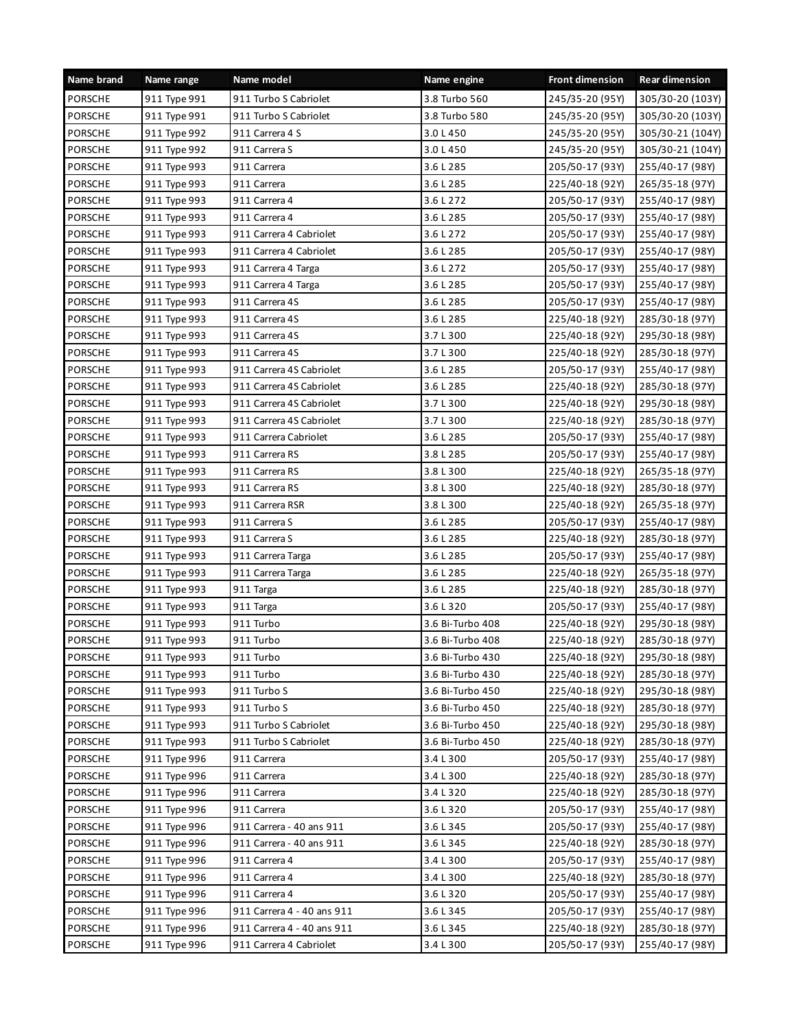| Name brand | Name range | Name model | Name engine | Front dimension | Rear dimension |
| --- | --- | --- | --- | --- | --- |
| PORSCHE | 911 Type 991 | 911 Turbo S Cabriolet | 3.8 Turbo 560 | 245/35-20 (95Y) | 305/30-20 (103Y) |
| PORSCHE | 911 Type 991 | 911 Turbo S Cabriolet | 3.8 Turbo 580 | 245/35-20 (95Y) | 305/30-20 (103Y) |
| PORSCHE | 911 Type 992 | 911 Carrera 4 S | 3.0 L 450 | 245/35-20 (95Y) | 305/30-21 (104Y) |
| PORSCHE | 911 Type 992 | 911 Carrera S | 3.0 L 450 | 245/35-20 (95Y) | 305/30-21 (104Y) |
| PORSCHE | 911 Type 993 | 911 Carrera | 3.6 L 285 | 205/50-17 (93Y) | 255/40-17 (98Y) |
| PORSCHE | 911 Type 993 | 911 Carrera | 3.6 L 285 | 225/40-18 (92Y) | 265/35-18 (97Y) |
| PORSCHE | 911 Type 993 | 911 Carrera 4 | 3.6 L 272 | 205/50-17 (93Y) | 255/40-17 (98Y) |
| PORSCHE | 911 Type 993 | 911 Carrera 4 | 3.6 L 285 | 205/50-17 (93Y) | 255/40-17 (98Y) |
| PORSCHE | 911 Type 993 | 911 Carrera 4 Cabriolet | 3.6 L 272 | 205/50-17 (93Y) | 255/40-17 (98Y) |
| PORSCHE | 911 Type 993 | 911 Carrera 4 Cabriolet | 3.6 L 285 | 205/50-17 (93Y) | 255/40-17 (98Y) |
| PORSCHE | 911 Type 993 | 911 Carrera 4 Targa | 3.6 L 272 | 205/50-17 (93Y) | 255/40-17 (98Y) |
| PORSCHE | 911 Type 993 | 911 Carrera 4 Targa | 3.6 L 285 | 205/50-17 (93Y) | 255/40-17 (98Y) |
| PORSCHE | 911 Type 993 | 911 Carrera 4S | 3.6 L 285 | 205/50-17 (93Y) | 255/40-17 (98Y) |
| PORSCHE | 911 Type 993 | 911 Carrera 4S | 3.6 L 285 | 225/40-18 (92Y) | 285/30-18 (97Y) |
| PORSCHE | 911 Type 993 | 911 Carrera 4S | 3.7 L 300 | 225/40-18 (92Y) | 295/30-18 (98Y) |
| PORSCHE | 911 Type 993 | 911 Carrera 4S | 3.7 L 300 | 225/40-18 (92Y) | 285/30-18 (97Y) |
| PORSCHE | 911 Type 993 | 911 Carrera 4S Cabriolet | 3.6 L 285 | 205/50-17 (93Y) | 255/40-17 (98Y) |
| PORSCHE | 911 Type 993 | 911 Carrera 4S Cabriolet | 3.6 L 285 | 225/40-18 (92Y) | 285/30-18 (97Y) |
| PORSCHE | 911 Type 993 | 911 Carrera 4S Cabriolet | 3.7 L 300 | 225/40-18 (92Y) | 295/30-18 (98Y) |
| PORSCHE | 911 Type 993 | 911 Carrera 4S Cabriolet | 3.7 L 300 | 225/40-18 (92Y) | 285/30-18 (97Y) |
| PORSCHE | 911 Type 993 | 911 Carrera Cabriolet | 3.6 L 285 | 205/50-17 (93Y) | 255/40-17 (98Y) |
| PORSCHE | 911 Type 993 | 911 Carrera RS | 3.8 L 285 | 205/50-17 (93Y) | 255/40-17 (98Y) |
| PORSCHE | 911 Type 993 | 911 Carrera RS | 3.8 L 300 | 225/40-18 (92Y) | 265/35-18 (97Y) |
| PORSCHE | 911 Type 993 | 911 Carrera RS | 3.8 L 300 | 225/40-18 (92Y) | 285/30-18 (97Y) |
| PORSCHE | 911 Type 993 | 911 Carrera RSR | 3.8 L 300 | 225/40-18 (92Y) | 265/35-18 (97Y) |
| PORSCHE | 911 Type 993 | 911 Carrera S | 3.6 L 285 | 205/50-17 (93Y) | 255/40-17 (98Y) |
| PORSCHE | 911 Type 993 | 911 Carrera S | 3.6 L 285 | 225/40-18 (92Y) | 285/30-18 (97Y) |
| PORSCHE | 911 Type 993 | 911 Carrera Targa | 3.6 L 285 | 205/50-17 (93Y) | 255/40-17 (98Y) |
| PORSCHE | 911 Type 993 | 911 Carrera Targa | 3.6 L 285 | 225/40-18 (92Y) | 265/35-18 (97Y) |
| PORSCHE | 911 Type 993 | 911 Targa | 3.6 L 285 | 225/40-18 (92Y) | 285/30-18 (97Y) |
| PORSCHE | 911 Type 993 | 911 Targa | 3.6 L 320 | 205/50-17 (93Y) | 255/40-17 (98Y) |
| PORSCHE | 911 Type 993 | 911 Turbo | 3.6 Bi-Turbo 408 | 225/40-18 (92Y) | 295/30-18 (98Y) |
| PORSCHE | 911 Type 993 | 911 Turbo | 3.6 Bi-Turbo 408 | 225/40-18 (92Y) | 285/30-18 (97Y) |
| PORSCHE | 911 Type 993 | 911 Turbo | 3.6 Bi-Turbo 430 | 225/40-18 (92Y) | 295/30-18 (98Y) |
| PORSCHE | 911 Type 993 | 911 Turbo | 3.6 Bi-Turbo 430 | 225/40-18 (92Y) | 285/30-18 (97Y) |
| PORSCHE | 911 Type 993 | 911 Turbo S | 3.6 Bi-Turbo 450 | 225/40-18 (92Y) | 295/30-18 (98Y) |
| PORSCHE | 911 Type 993 | 911 Turbo S | 3.6 Bi-Turbo 450 | 225/40-18 (92Y) | 285/30-18 (97Y) |
| PORSCHE | 911 Type 993 | 911 Turbo S Cabriolet | 3.6 Bi-Turbo 450 | 225/40-18 (92Y) | 295/30-18 (98Y) |
| PORSCHE | 911 Type 993 | 911 Turbo S Cabriolet | 3.6 Bi-Turbo 450 | 225/40-18 (92Y) | 285/30-18 (97Y) |
| PORSCHE | 911 Type 996 | 911 Carrera | 3.4 L 300 | 205/50-17 (93Y) | 255/40-17 (98Y) |
| PORSCHE | 911 Type 996 | 911 Carrera | 3.4 L 300 | 225/40-18 (92Y) | 285/30-18 (97Y) |
| PORSCHE | 911 Type 996 | 911 Carrera | 3.4 L 320 | 225/40-18 (92Y) | 285/30-18 (97Y) |
| PORSCHE | 911 Type 996 | 911 Carrera | 3.6 L 320 | 205/50-17 (93Y) | 255/40-17 (98Y) |
| PORSCHE | 911 Type 996 | 911 Carrera - 40 ans 911 | 3.6 L 345 | 205/50-17 (93Y) | 255/40-17 (98Y) |
| PORSCHE | 911 Type 996 | 911 Carrera - 40 ans 911 | 3.6 L 345 | 225/40-18 (92Y) | 285/30-18 (97Y) |
| PORSCHE | 911 Type 996 | 911 Carrera 4 | 3.4 L 300 | 205/50-17 (93Y) | 255/40-17 (98Y) |
| PORSCHE | 911 Type 996 | 911 Carrera 4 | 3.4 L 300 | 225/40-18 (92Y) | 285/30-18 (97Y) |
| PORSCHE | 911 Type 996 | 911 Carrera 4 | 3.6 L 320 | 205/50-17 (93Y) | 255/40-17 (98Y) |
| PORSCHE | 911 Type 996 | 911 Carrera 4 - 40 ans 911 | 3.6 L 345 | 205/50-17 (93Y) | 255/40-17 (98Y) |
| PORSCHE | 911 Type 996 | 911 Carrera 4 - 40 ans 911 | 3.6 L 345 | 225/40-18 (92Y) | 285/30-18 (97Y) |
| PORSCHE | 911 Type 996 | 911 Carrera 4 Cabriolet | 3.4 L 300 | 205/50-17 (93Y) | 255/40-17 (98Y) |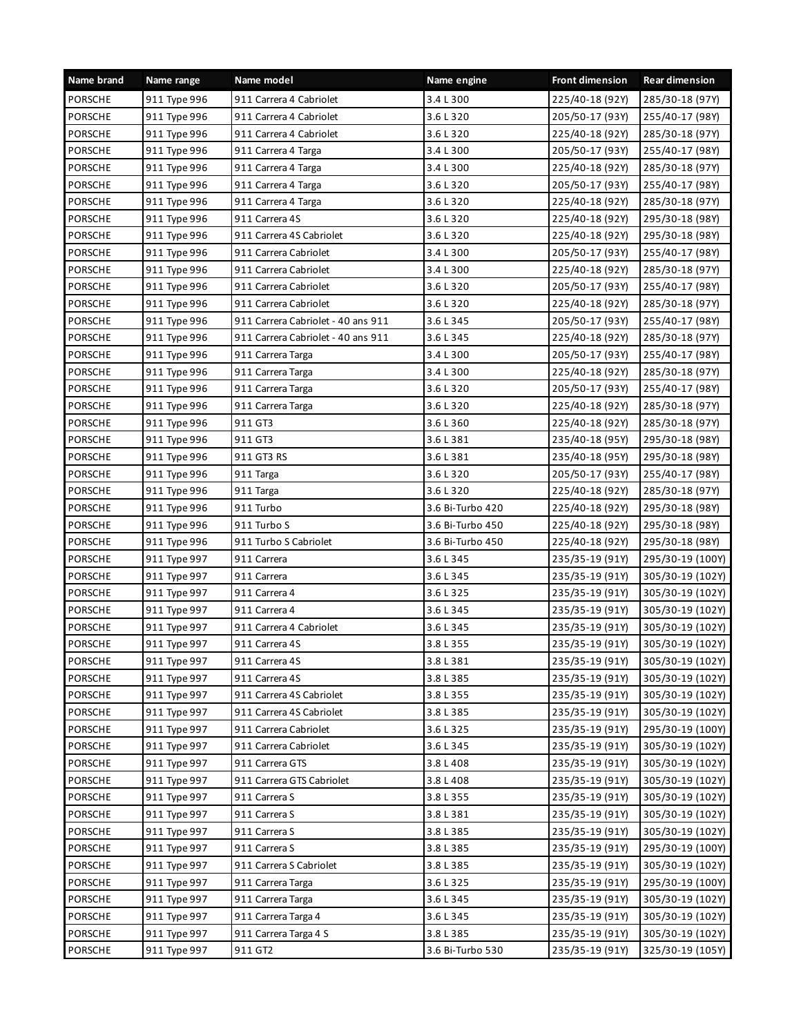| Name brand | Name range | Name model | Name engine | Front dimension | Rear dimension |
|---|---|---|---|---|---|
| PORSCHE | 911 Type 996 | 911 Carrera 4 Cabriolet | 3.4 L 300 | 225/40-18 (92Y) | 285/30-18 (97Y) |
| PORSCHE | 911 Type 996 | 911 Carrera 4 Cabriolet | 3.6 L 320 | 205/50-17 (93Y) | 255/40-17 (98Y) |
| PORSCHE | 911 Type 996 | 911 Carrera 4 Cabriolet | 3.6 L 320 | 225/40-18 (92Y) | 285/30-18 (97Y) |
| PORSCHE | 911 Type 996 | 911 Carrera 4 Targa | 3.4 L 300 | 205/50-17 (93Y) | 255/40-17 (98Y) |
| PORSCHE | 911 Type 996 | 911 Carrera 4 Targa | 3.4 L 300 | 225/40-18 (92Y) | 285/30-18 (97Y) |
| PORSCHE | 911 Type 996 | 911 Carrera 4 Targa | 3.6 L 320 | 205/50-17 (93Y) | 255/40-17 (98Y) |
| PORSCHE | 911 Type 996 | 911 Carrera 4 Targa | 3.6 L 320 | 225/40-18 (92Y) | 285/30-18 (97Y) |
| PORSCHE | 911 Type 996 | 911 Carrera 4S | 3.6 L 320 | 225/40-18 (92Y) | 295/30-18 (98Y) |
| PORSCHE | 911 Type 996 | 911 Carrera 4S Cabriolet | 3.6 L 320 | 225/40-18 (92Y) | 295/30-18 (98Y) |
| PORSCHE | 911 Type 996 | 911 Carrera Cabriolet | 3.4 L 300 | 205/50-17 (93Y) | 255/40-17 (98Y) |
| PORSCHE | 911 Type 996 | 911 Carrera Cabriolet | 3.4 L 300 | 225/40-18 (92Y) | 285/30-18 (97Y) |
| PORSCHE | 911 Type 996 | 911 Carrera Cabriolet | 3.6 L 320 | 205/50-17 (93Y) | 255/40-17 (98Y) |
| PORSCHE | 911 Type 996 | 911 Carrera Cabriolet | 3.6 L 320 | 225/40-18 (92Y) | 285/30-18 (97Y) |
| PORSCHE | 911 Type 996 | 911 Carrera Cabriolet - 40 ans 911 | 3.6 L 345 | 205/50-17 (93Y) | 255/40-17 (98Y) |
| PORSCHE | 911 Type 996 | 911 Carrera Cabriolet - 40 ans 911 | 3.6 L 345 | 225/40-18 (92Y) | 285/30-18 (97Y) |
| PORSCHE | 911 Type 996 | 911 Carrera Targa | 3.4 L 300 | 205/50-17 (93Y) | 255/40-17 (98Y) |
| PORSCHE | 911 Type 996 | 911 Carrera Targa | 3.4 L 300 | 225/40-18 (92Y) | 285/30-18 (97Y) |
| PORSCHE | 911 Type 996 | 911 Carrera Targa | 3.6 L 320 | 205/50-17 (93Y) | 255/40-17 (98Y) |
| PORSCHE | 911 Type 996 | 911 Carrera Targa | 3.6 L 320 | 225/40-18 (92Y) | 285/30-18 (97Y) |
| PORSCHE | 911 Type 996 | 911 GT3 | 3.6 L 360 | 225/40-18 (92Y) | 285/30-18 (97Y) |
| PORSCHE | 911 Type 996 | 911 GT3 | 3.6 L 381 | 235/40-18 (95Y) | 295/30-18 (98Y) |
| PORSCHE | 911 Type 996 | 911 GT3 RS | 3.6 L 381 | 235/40-18 (95Y) | 295/30-18 (98Y) |
| PORSCHE | 911 Type 996 | 911 Targa | 3.6 L 320 | 205/50-17 (93Y) | 255/40-17 (98Y) |
| PORSCHE | 911 Type 996 | 911 Targa | 3.6 L 320 | 225/40-18 (92Y) | 285/30-18 (97Y) |
| PORSCHE | 911 Type 996 | 911 Turbo | 3.6 Bi-Turbo 420 | 225/40-18 (92Y) | 295/30-18 (98Y) |
| PORSCHE | 911 Type 996 | 911 Turbo S | 3.6 Bi-Turbo 450 | 225/40-18 (92Y) | 295/30-18 (98Y) |
| PORSCHE | 911 Type 996 | 911 Turbo S Cabriolet | 3.6 Bi-Turbo 450 | 225/40-18 (92Y) | 295/30-18 (98Y) |
| PORSCHE | 911 Type 997 | 911 Carrera | 3.6 L 345 | 235/35-19 (91Y) | 295/30-19 (100Y) |
| PORSCHE | 911 Type 997 | 911 Carrera | 3.6 L 345 | 235/35-19 (91Y) | 305/30-19 (102Y) |
| PORSCHE | 911 Type 997 | 911 Carrera 4 | 3.6 L 325 | 235/35-19 (91Y) | 305/30-19 (102Y) |
| PORSCHE | 911 Type 997 | 911 Carrera 4 | 3.6 L 345 | 235/35-19 (91Y) | 305/30-19 (102Y) |
| PORSCHE | 911 Type 997 | 911 Carrera 4 Cabriolet | 3.6 L 345 | 235/35-19 (91Y) | 305/30-19 (102Y) |
| PORSCHE | 911 Type 997 | 911 Carrera 4S | 3.8 L 355 | 235/35-19 (91Y) | 305/30-19 (102Y) |
| PORSCHE | 911 Type 997 | 911 Carrera 4S | 3.8 L 381 | 235/35-19 (91Y) | 305/30-19 (102Y) |
| PORSCHE | 911 Type 997 | 911 Carrera 4S | 3.8 L 385 | 235/35-19 (91Y) | 305/30-19 (102Y) |
| PORSCHE | 911 Type 997 | 911 Carrera 4S Cabriolet | 3.8 L 355 | 235/35-19 (91Y) | 305/30-19 (102Y) |
| PORSCHE | 911 Type 997 | 911 Carrera 4S Cabriolet | 3.8 L 385 | 235/35-19 (91Y) | 305/30-19 (102Y) |
| PORSCHE | 911 Type 997 | 911 Carrera Cabriolet | 3.6 L 325 | 235/35-19 (91Y) | 295/30-19 (100Y) |
| PORSCHE | 911 Type 997 | 911 Carrera Cabriolet | 3.6 L 345 | 235/35-19 (91Y) | 305/30-19 (102Y) |
| PORSCHE | 911 Type 997 | 911 Carrera GTS | 3.8 L 408 | 235/35-19 (91Y) | 305/30-19 (102Y) |
| PORSCHE | 911 Type 997 | 911 Carrera GTS Cabriolet | 3.8 L 408 | 235/35-19 (91Y) | 305/30-19 (102Y) |
| PORSCHE | 911 Type 997 | 911 Carrera S | 3.8 L 355 | 235/35-19 (91Y) | 305/30-19 (102Y) |
| PORSCHE | 911 Type 997 | 911 Carrera S | 3.8 L 381 | 235/35-19 (91Y) | 305/30-19 (102Y) |
| PORSCHE | 911 Type 997 | 911 Carrera S | 3.8 L 385 | 235/35-19 (91Y) | 305/30-19 (102Y) |
| PORSCHE | 911 Type 997 | 911 Carrera S | 3.8 L 385 | 235/35-19 (91Y) | 295/30-19 (100Y) |
| PORSCHE | 911 Type 997 | 911 Carrera S Cabriolet | 3.8 L 385 | 235/35-19 (91Y) | 305/30-19 (102Y) |
| PORSCHE | 911 Type 997 | 911 Carrera Targa | 3.6 L 325 | 235/35-19 (91Y) | 295/30-19 (100Y) |
| PORSCHE | 911 Type 997 | 911 Carrera Targa | 3.6 L 345 | 235/35-19 (91Y) | 305/30-19 (102Y) |
| PORSCHE | 911 Type 997 | 911 Carrera Targa 4 | 3.6 L 345 | 235/35-19 (91Y) | 305/30-19 (102Y) |
| PORSCHE | 911 Type 997 | 911 Carrera Targa 4 S | 3.8 L 385 | 235/35-19 (91Y) | 305/30-19 (102Y) |
| PORSCHE | 911 Type 997 | 911 GT2 | 3.6 Bi-Turbo 530 | 235/35-19 (91Y) | 325/30-19 (105Y) |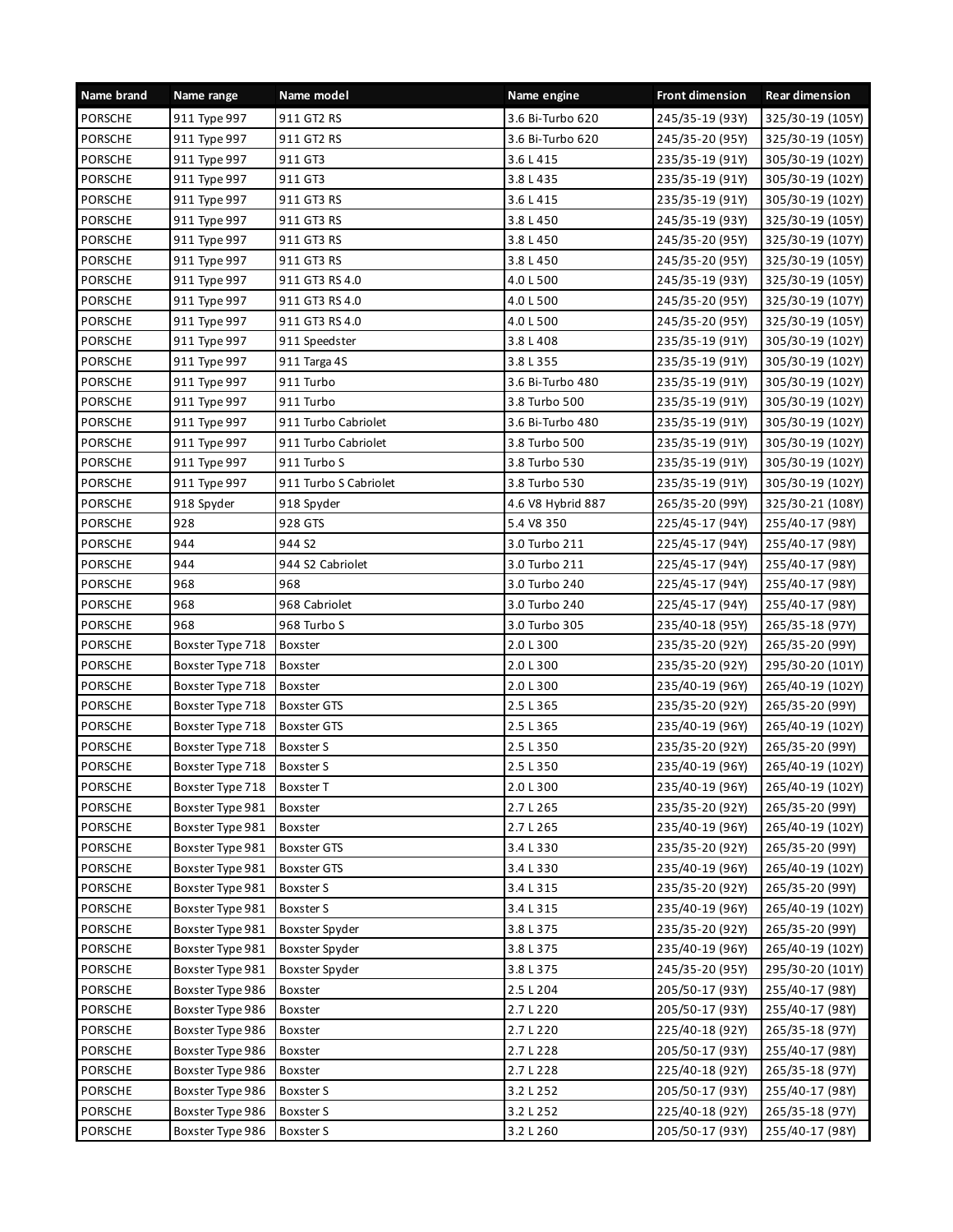| Name brand | Name range | Name model | Name engine | Front dimension | Rear dimension |
|---|---|---|---|---|---|
| PORSCHE | 911 Type 997 | 911 GT2 RS | 3.6 Bi-Turbo 620 | 245/35-19 (93Y) | 325/30-19 (105Y) |
| PORSCHE | 911 Type 997 | 911 GT2 RS | 3.6 Bi-Turbo 620 | 245/35-20 (95Y) | 325/30-19 (105Y) |
| PORSCHE | 911 Type 997 | 911 GT3 | 3.6 L 415 | 235/35-19 (91Y) | 305/30-19 (102Y) |
| PORSCHE | 911 Type 997 | 911 GT3 | 3.8 L 435 | 235/35-19 (91Y) | 305/30-19 (102Y) |
| PORSCHE | 911 Type 997 | 911 GT3 RS | 3.6 L 415 | 235/35-19 (91Y) | 305/30-19 (102Y) |
| PORSCHE | 911 Type 997 | 911 GT3 RS | 3.8 L 450 | 245/35-19 (93Y) | 325/30-19 (105Y) |
| PORSCHE | 911 Type 997 | 911 GT3 RS | 3.8 L 450 | 245/35-20 (95Y) | 325/30-19 (107Y) |
| PORSCHE | 911 Type 997 | 911 GT3 RS | 3.8 L 450 | 245/35-20 (95Y) | 325/30-19 (105Y) |
| PORSCHE | 911 Type 997 | 911 GT3 RS 4.0 | 4.0 L 500 | 245/35-19 (93Y) | 325/30-19 (105Y) |
| PORSCHE | 911 Type 997 | 911 GT3 RS 4.0 | 4.0 L 500 | 245/35-20 (95Y) | 325/30-19 (107Y) |
| PORSCHE | 911 Type 997 | 911 GT3 RS 4.0 | 4.0 L 500 | 245/35-20 (95Y) | 325/30-19 (105Y) |
| PORSCHE | 911 Type 997 | 911 Speedster | 3.8 L 408 | 235/35-19 (91Y) | 305/30-19 (102Y) |
| PORSCHE | 911 Type 997 | 911 Targa 4S | 3.8 L 355 | 235/35-19 (91Y) | 305/30-19 (102Y) |
| PORSCHE | 911 Type 997 | 911 Turbo | 3.6 Bi-Turbo 480 | 235/35-19 (91Y) | 305/30-19 (102Y) |
| PORSCHE | 911 Type 997 | 911 Turbo | 3.8 Turbo 500 | 235/35-19 (91Y) | 305/30-19 (102Y) |
| PORSCHE | 911 Type 997 | 911 Turbo Cabriolet | 3.6 Bi-Turbo 480 | 235/35-19 (91Y) | 305/30-19 (102Y) |
| PORSCHE | 911 Type 997 | 911 Turbo Cabriolet | 3.8 Turbo 500 | 235/35-19 (91Y) | 305/30-19 (102Y) |
| PORSCHE | 911 Type 997 | 911 Turbo S | 3.8 Turbo 530 | 235/35-19 (91Y) | 305/30-19 (102Y) |
| PORSCHE | 911 Type 997 | 911 Turbo S Cabriolet | 3.8 Turbo 530 | 235/35-19 (91Y) | 305/30-19 (102Y) |
| PORSCHE | 918 Spyder | 918 Spyder | 4.6 V8 Hybrid 887 | 265/35-20 (99Y) | 325/30-21 (108Y) |
| PORSCHE | 928 | 928 GTS | 5.4 V8 350 | 225/45-17 (94Y) | 255/40-17 (98Y) |
| PORSCHE | 944 | 944 S2 | 3.0 Turbo 211 | 225/45-17 (94Y) | 255/40-17 (98Y) |
| PORSCHE | 944 | 944 S2 Cabriolet | 3.0 Turbo 211 | 225/45-17 (94Y) | 255/40-17 (98Y) |
| PORSCHE | 968 | 968 | 3.0 Turbo 240 | 225/45-17 (94Y) | 255/40-17 (98Y) |
| PORSCHE | 968 | 968 Cabriolet | 3.0 Turbo 240 | 225/45-17 (94Y) | 255/40-17 (98Y) |
| PORSCHE | 968 | 968 Turbo S | 3.0 Turbo 305 | 235/40-18 (95Y) | 265/35-18 (97Y) |
| PORSCHE | Boxster Type 718 | Boxster | 2.0 L 300 | 235/35-20 (92Y) | 265/35-20 (99Y) |
| PORSCHE | Boxster Type 718 | Boxster | 2.0 L 300 | 235/35-20 (92Y) | 295/30-20 (101Y) |
| PORSCHE | Boxster Type 718 | Boxster | 2.0 L 300 | 235/40-19 (96Y) | 265/40-19 (102Y) |
| PORSCHE | Boxster Type 718 | Boxster GTS | 2.5 L 365 | 235/35-20 (92Y) | 265/35-20 (99Y) |
| PORSCHE | Boxster Type 718 | Boxster GTS | 2.5 L 365 | 235/40-19 (96Y) | 265/40-19 (102Y) |
| PORSCHE | Boxster Type 718 | Boxster S | 2.5 L 350 | 235/35-20 (92Y) | 265/35-20 (99Y) |
| PORSCHE | Boxster Type 718 | Boxster S | 2.5 L 350 | 235/40-19 (96Y) | 265/40-19 (102Y) |
| PORSCHE | Boxster Type 718 | Boxster T | 2.0 L 300 | 235/40-19 (96Y) | 265/40-19 (102Y) |
| PORSCHE | Boxster Type 981 | Boxster | 2.7 L 265 | 235/35-20 (92Y) | 265/35-20 (99Y) |
| PORSCHE | Boxster Type 981 | Boxster | 2.7 L 265 | 235/40-19 (96Y) | 265/40-19 (102Y) |
| PORSCHE | Boxster Type 981 | Boxster GTS | 3.4 L 330 | 235/35-20 (92Y) | 265/35-20 (99Y) |
| PORSCHE | Boxster Type 981 | Boxster GTS | 3.4 L 330 | 235/40-19 (96Y) | 265/40-19 (102Y) |
| PORSCHE | Boxster Type 981 | Boxster S | 3.4 L 315 | 235/35-20 (92Y) | 265/35-20 (99Y) |
| PORSCHE | Boxster Type 981 | Boxster S | 3.4 L 315 | 235/40-19 (96Y) | 265/40-19 (102Y) |
| PORSCHE | Boxster Type 981 | Boxster Spyder | 3.8 L 375 | 235/35-20 (92Y) | 265/35-20 (99Y) |
| PORSCHE | Boxster Type 981 | Boxster Spyder | 3.8 L 375 | 235/40-19 (96Y) | 265/40-19 (102Y) |
| PORSCHE | Boxster Type 981 | Boxster Spyder | 3.8 L 375 | 245/35-20 (95Y) | 295/30-20 (101Y) |
| PORSCHE | Boxster Type 986 | Boxster | 2.5 L 204 | 205/50-17 (93Y) | 255/40-17 (98Y) |
| PORSCHE | Boxster Type 986 | Boxster | 2.7 L 220 | 205/50-17 (93Y) | 255/40-17 (98Y) |
| PORSCHE | Boxster Type 986 | Boxster | 2.7 L 220 | 225/40-18 (92Y) | 265/35-18 (97Y) |
| PORSCHE | Boxster Type 986 | Boxster | 2.7 L 228 | 205/50-17 (93Y) | 255/40-17 (98Y) |
| PORSCHE | Boxster Type 986 | Boxster | 2.7 L 228 | 225/40-18 (92Y) | 265/35-18 (97Y) |
| PORSCHE | Boxster Type 986 | Boxster S | 3.2 L 252 | 205/50-17 (93Y) | 255/40-17 (98Y) |
| PORSCHE | Boxster Type 986 | Boxster S | 3.2 L 252 | 225/40-18 (92Y) | 265/35-18 (97Y) |
| PORSCHE | Boxster Type 986 | Boxster S | 3.2 L 260 | 205/50-17 (93Y) | 255/40-17 (98Y) |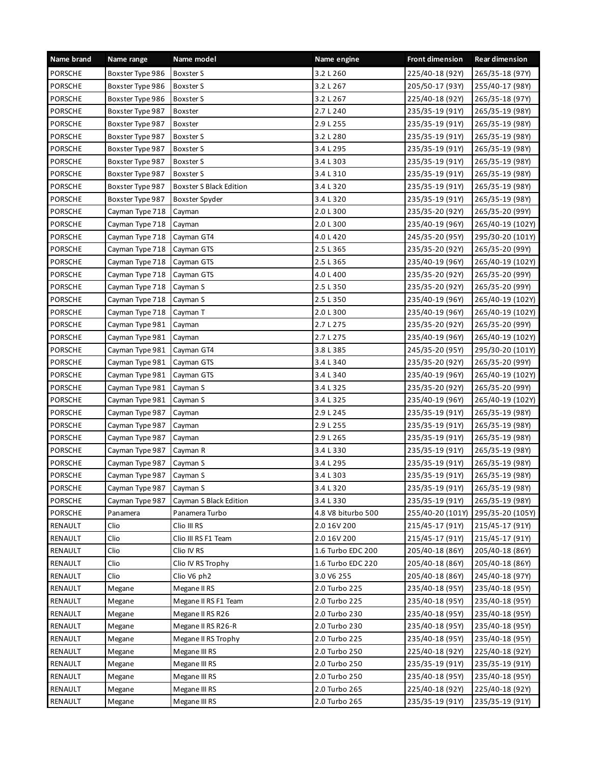| Name brand | Name range | Name model | Name engine | Front dimension | Rear dimension |
|---|---|---|---|---|---|
| PORSCHE | Boxster Type 986 | Boxster S | 3.2 L 260 | 225/40-18 (92Y) | 265/35-18 (97Y) |
| PORSCHE | Boxster Type 986 | Boxster S | 3.2 L 267 | 205/50-17 (93Y) | 255/40-17 (98Y) |
| PORSCHE | Boxster Type 986 | Boxster S | 3.2 L 267 | 225/40-18 (92Y) | 265/35-18 (97Y) |
| PORSCHE | Boxster Type 987 | Boxster | 2.7 L 240 | 235/35-19 (91Y) | 265/35-19 (98Y) |
| PORSCHE | Boxster Type 987 | Boxster | 2.9 L 255 | 235/35-19 (91Y) | 265/35-19 (98Y) |
| PORSCHE | Boxster Type 987 | Boxster S | 3.2 L 280 | 235/35-19 (91Y) | 265/35-19 (98Y) |
| PORSCHE | Boxster Type 987 | Boxster S | 3.4 L 295 | 235/35-19 (91Y) | 265/35-19 (98Y) |
| PORSCHE | Boxster Type 987 | Boxster S | 3.4 L 303 | 235/35-19 (91Y) | 265/35-19 (98Y) |
| PORSCHE | Boxster Type 987 | Boxster S | 3.4 L 310 | 235/35-19 (91Y) | 265/35-19 (98Y) |
| PORSCHE | Boxster Type 987 | Boxster S Black Edition | 3.4 L 320 | 235/35-19 (91Y) | 265/35-19 (98Y) |
| PORSCHE | Boxster Type 987 | Boxster Spyder | 3.4 L 320 | 235/35-19 (91Y) | 265/35-19 (98Y) |
| PORSCHE | Cayman Type 718 | Cayman | 2.0 L 300 | 235/35-20 (92Y) | 265/35-20 (99Y) |
| PORSCHE | Cayman Type 718 | Cayman | 2.0 L 300 | 235/40-19 (96Y) | 265/40-19 (102Y) |
| PORSCHE | Cayman Type 718 | Cayman GT4 | 4.0 L 420 | 245/35-20 (95Y) | 295/30-20 (101Y) |
| PORSCHE | Cayman Type 718 | Cayman GTS | 2.5 L 365 | 235/35-20 (92Y) | 265/35-20 (99Y) |
| PORSCHE | Cayman Type 718 | Cayman GTS | 2.5 L 365 | 235/40-19 (96Y) | 265/40-19 (102Y) |
| PORSCHE | Cayman Type 718 | Cayman GTS | 4.0 L 400 | 235/35-20 (92Y) | 265/35-20 (99Y) |
| PORSCHE | Cayman Type 718 | Cayman S | 2.5 L 350 | 235/35-20 (92Y) | 265/35-20 (99Y) |
| PORSCHE | Cayman Type 718 | Cayman S | 2.5 L 350 | 235/40-19 (96Y) | 265/40-19 (102Y) |
| PORSCHE | Cayman Type 718 | Cayman T | 2.0 L 300 | 235/40-19 (96Y) | 265/40-19 (102Y) |
| PORSCHE | Cayman Type 981 | Cayman | 2.7 L 275 | 235/35-20 (92Y) | 265/35-20 (99Y) |
| PORSCHE | Cayman Type 981 | Cayman | 2.7 L 275 | 235/40-19 (96Y) | 265/40-19 (102Y) |
| PORSCHE | Cayman Type 981 | Cayman GT4 | 3.8 L 385 | 245/35-20 (95Y) | 295/30-20 (101Y) |
| PORSCHE | Cayman Type 981 | Cayman GTS | 3.4 L 340 | 235/35-20 (92Y) | 265/35-20 (99Y) |
| PORSCHE | Cayman Type 981 | Cayman GTS | 3.4 L 340 | 235/40-19 (96Y) | 265/40-19 (102Y) |
| PORSCHE | Cayman Type 981 | Cayman S | 3.4 L 325 | 235/35-20 (92Y) | 265/35-20 (99Y) |
| PORSCHE | Cayman Type 981 | Cayman S | 3.4 L 325 | 235/40-19 (96Y) | 265/40-19 (102Y) |
| PORSCHE | Cayman Type 987 | Cayman | 2.9 L 245 | 235/35-19 (91Y) | 265/35-19 (98Y) |
| PORSCHE | Cayman Type 987 | Cayman | 2.9 L 255 | 235/35-19 (91Y) | 265/35-19 (98Y) |
| PORSCHE | Cayman Type 987 | Cayman | 2.9 L 265 | 235/35-19 (91Y) | 265/35-19 (98Y) |
| PORSCHE | Cayman Type 987 | Cayman R | 3.4 L 330 | 235/35-19 (91Y) | 265/35-19 (98Y) |
| PORSCHE | Cayman Type 987 | Cayman S | 3.4 L 295 | 235/35-19 (91Y) | 265/35-19 (98Y) |
| PORSCHE | Cayman Type 987 | Cayman S | 3.4 L 303 | 235/35-19 (91Y) | 265/35-19 (98Y) |
| PORSCHE | Cayman Type 987 | Cayman S | 3.4 L 320 | 235/35-19 (91Y) | 265/35-19 (98Y) |
| PORSCHE | Cayman Type 987 | Cayman S Black Edition | 3.4 L 330 | 235/35-19 (91Y) | 265/35-19 (98Y) |
| PORSCHE | Panamera | Panamera Turbo | 4.8 V8 biturbo 500 | 255/40-20 (101Y) | 295/35-20 (105Y) |
| RENAULT | Clio | Clio III RS | 2.0 16V 200 | 215/45-17 (91Y) | 215/45-17 (91Y) |
| RENAULT | Clio | Clio III RS F1 Team | 2.0 16V 200 | 215/45-17 (91Y) | 215/45-17 (91Y) |
| RENAULT | Clio | Clio IV RS | 1.6 Turbo EDC 200 | 205/40-18 (86Y) | 205/40-18 (86Y) |
| RENAULT | Clio | Clio IV RS Trophy | 1.6 Turbo EDC 220 | 205/40-18 (86Y) | 205/40-18 (86Y) |
| RENAULT | Clio | Clio V6 ph2 | 3.0 V6 255 | 205/40-18 (86Y) | 245/40-18 (97Y) |
| RENAULT | Megane | Megane II RS | 2.0 Turbo 225 | 235/40-18 (95Y) | 235/40-18 (95Y) |
| RENAULT | Megane | Megane II RS F1 Team | 2.0 Turbo 225 | 235/40-18 (95Y) | 235/40-18 (95Y) |
| RENAULT | Megane | Megane II RS R26 | 2.0 Turbo 230 | 235/40-18 (95Y) | 235/40-18 (95Y) |
| RENAULT | Megane | Megane II RS R26-R | 2.0 Turbo 230 | 235/40-18 (95Y) | 235/40-18 (95Y) |
| RENAULT | Megane | Megane II RS Trophy | 2.0 Turbo 225 | 235/40-18 (95Y) | 235/40-18 (95Y) |
| RENAULT | Megane | Megane III RS | 2.0 Turbo 250 | 225/40-18 (92Y) | 225/40-18 (92Y) |
| RENAULT | Megane | Megane III RS | 2.0 Turbo 250 | 235/35-19 (91Y) | 235/35-19 (91Y) |
| RENAULT | Megane | Megane III RS | 2.0 Turbo 250 | 235/40-18 (95Y) | 235/40-18 (95Y) |
| RENAULT | Megane | Megane III RS | 2.0 Turbo 265 | 225/40-18 (92Y) | 225/40-18 (92Y) |
| RENAULT | Megane | Megane III RS | 2.0 Turbo 265 | 235/35-19 (91Y) | 235/35-19 (91Y) |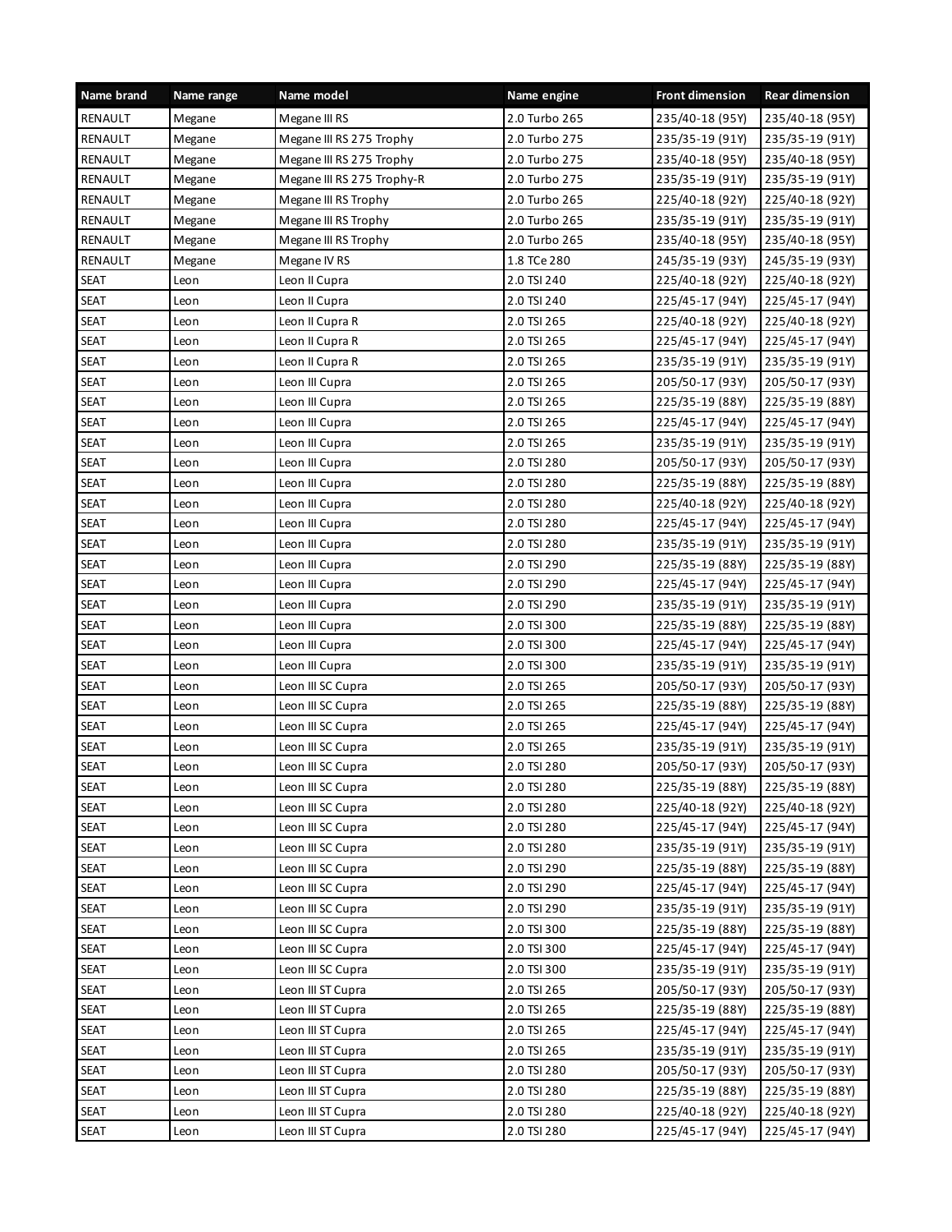| Name brand | Name range | Name model | Name engine | Front dimension | Rear dimension |
|---|---|---|---|---|---|
| RENAULT | Megane | Megane III RS | 2.0 Turbo 265 | 235/40-18 (95Y) | 235/40-18 (95Y) |
| RENAULT | Megane | Megane III RS 275 Trophy | 2.0 Turbo 275 | 235/35-19 (91Y) | 235/35-19 (91Y) |
| RENAULT | Megane | Megane III RS 275 Trophy | 2.0 Turbo 275 | 235/40-18 (95Y) | 235/40-18 (95Y) |
| RENAULT | Megane | Megane III RS 275 Trophy-R | 2.0 Turbo 275 | 235/35-19 (91Y) | 235/35-19 (91Y) |
| RENAULT | Megane | Megane III RS Trophy | 2.0 Turbo 265 | 225/40-18 (92Y) | 225/40-18 (92Y) |
| RENAULT | Megane | Megane III RS Trophy | 2.0 Turbo 265 | 235/35-19 (91Y) | 235/35-19 (91Y) |
| RENAULT | Megane | Megane III RS Trophy | 2.0 Turbo 265 | 235/40-18 (95Y) | 235/40-18 (95Y) |
| RENAULT | Megane | Megane IV RS | 1.8 TCe 280 | 245/35-19 (93Y) | 245/35-19 (93Y) |
| SEAT | Leon | Leon II Cupra | 2.0 TSI 240 | 225/40-18 (92Y) | 225/40-18 (92Y) |
| SEAT | Leon | Leon II Cupra | 2.0 TSI 240 | 225/45-17 (94Y) | 225/45-17 (94Y) |
| SEAT | Leon | Leon II Cupra R | 2.0 TSI 265 | 225/40-18 (92Y) | 225/40-18 (92Y) |
| SEAT | Leon | Leon II Cupra R | 2.0 TSI 265 | 225/45-17 (94Y) | 225/45-17 (94Y) |
| SEAT | Leon | Leon II Cupra R | 2.0 TSI 265 | 235/35-19 (91Y) | 235/35-19 (91Y) |
| SEAT | Leon | Leon III Cupra | 2.0 TSI 265 | 205/50-17 (93Y) | 205/50-17 (93Y) |
| SEAT | Leon | Leon III Cupra | 2.0 TSI 265 | 225/35-19 (88Y) | 225/35-19 (88Y) |
| SEAT | Leon | Leon III Cupra | 2.0 TSI 265 | 225/45-17 (94Y) | 225/45-17 (94Y) |
| SEAT | Leon | Leon III Cupra | 2.0 TSI 265 | 235/35-19 (91Y) | 235/35-19 (91Y) |
| SEAT | Leon | Leon III Cupra | 2.0 TSI 280 | 205/50-17 (93Y) | 205/50-17 (93Y) |
| SEAT | Leon | Leon III Cupra | 2.0 TSI 280 | 225/35-19 (88Y) | 225/35-19 (88Y) |
| SEAT | Leon | Leon III Cupra | 2.0 TSI 280 | 225/40-18 (92Y) | 225/40-18 (92Y) |
| SEAT | Leon | Leon III Cupra | 2.0 TSI 280 | 225/45-17 (94Y) | 225/45-17 (94Y) |
| SEAT | Leon | Leon III Cupra | 2.0 TSI 280 | 235/35-19 (91Y) | 235/35-19 (91Y) |
| SEAT | Leon | Leon III Cupra | 2.0 TSI 290 | 225/35-19 (88Y) | 225/35-19 (88Y) |
| SEAT | Leon | Leon III Cupra | 2.0 TSI 290 | 225/45-17 (94Y) | 225/45-17 (94Y) |
| SEAT | Leon | Leon III Cupra | 2.0 TSI 290 | 235/35-19 (91Y) | 235/35-19 (91Y) |
| SEAT | Leon | Leon III Cupra | 2.0 TSI 300 | 225/35-19 (88Y) | 225/35-19 (88Y) |
| SEAT | Leon | Leon III Cupra | 2.0 TSI 300 | 225/45-17 (94Y) | 225/45-17 (94Y) |
| SEAT | Leon | Leon III Cupra | 2.0 TSI 300 | 235/35-19 (91Y) | 235/35-19 (91Y) |
| SEAT | Leon | Leon III SC Cupra | 2.0 TSI 265 | 205/50-17 (93Y) | 205/50-17 (93Y) |
| SEAT | Leon | Leon III SC Cupra | 2.0 TSI 265 | 225/35-19 (88Y) | 225/35-19 (88Y) |
| SEAT | Leon | Leon III SC Cupra | 2.0 TSI 265 | 225/45-17 (94Y) | 225/45-17 (94Y) |
| SEAT | Leon | Leon III SC Cupra | 2.0 TSI 265 | 235/35-19 (91Y) | 235/35-19 (91Y) |
| SEAT | Leon | Leon III SC Cupra | 2.0 TSI 280 | 205/50-17 (93Y) | 205/50-17 (93Y) |
| SEAT | Leon | Leon III SC Cupra | 2.0 TSI 280 | 225/35-19 (88Y) | 225/35-19 (88Y) |
| SEAT | Leon | Leon III SC Cupra | 2.0 TSI 280 | 225/40-18 (92Y) | 225/40-18 (92Y) |
| SEAT | Leon | Leon III SC Cupra | 2.0 TSI 280 | 225/45-17 (94Y) | 225/45-17 (94Y) |
| SEAT | Leon | Leon III SC Cupra | 2.0 TSI 280 | 235/35-19 (91Y) | 235/35-19 (91Y) |
| SEAT | Leon | Leon III SC Cupra | 2.0 TSI 290 | 225/35-19 (88Y) | 225/35-19 (88Y) |
| SEAT | Leon | Leon III SC Cupra | 2.0 TSI 290 | 225/45-17 (94Y) | 225/45-17 (94Y) |
| SEAT | Leon | Leon III SC Cupra | 2.0 TSI 290 | 235/35-19 (91Y) | 235/35-19 (91Y) |
| SEAT | Leon | Leon III SC Cupra | 2.0 TSI 300 | 225/35-19 (88Y) | 225/35-19 (88Y) |
| SEAT | Leon | Leon III SC Cupra | 2.0 TSI 300 | 225/45-17 (94Y) | 225/45-17 (94Y) |
| SEAT | Leon | Leon III SC Cupra | 2.0 TSI 300 | 235/35-19 (91Y) | 235/35-19 (91Y) |
| SEAT | Leon | Leon III ST Cupra | 2.0 TSI 265 | 205/50-17 (93Y) | 205/50-17 (93Y) |
| SEAT | Leon | Leon III ST Cupra | 2.0 TSI 265 | 225/35-19 (88Y) | 225/35-19 (88Y) |
| SEAT | Leon | Leon III ST Cupra | 2.0 TSI 265 | 225/45-17 (94Y) | 225/45-17 (94Y) |
| SEAT | Leon | Leon III ST Cupra | 2.0 TSI 265 | 235/35-19 (91Y) | 235/35-19 (91Y) |
| SEAT | Leon | Leon III ST Cupra | 2.0 TSI 280 | 205/50-17 (93Y) | 205/50-17 (93Y) |
| SEAT | Leon | Leon III ST Cupra | 2.0 TSI 280 | 225/35-19 (88Y) | 225/35-19 (88Y) |
| SEAT | Leon | Leon III ST Cupra | 2.0 TSI 280 | 225/40-18 (92Y) | 225/40-18 (92Y) |
| SEAT | Leon | Leon III ST Cupra | 2.0 TSI 280 | 225/45-17 (94Y) | 225/45-17 (94Y) |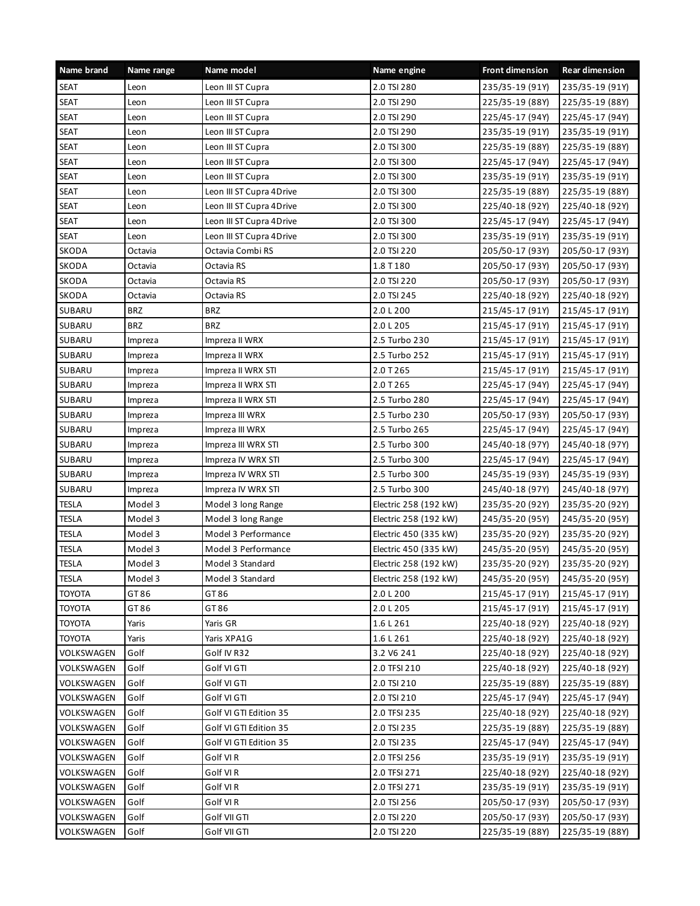| Name brand | Name range | Name model | Name engine | Front dimension | Rear dimension |
| --- | --- | --- | --- | --- | --- |
| SEAT | Leon | Leon III ST Cupra | 2.0 TSI 280 | 235/35-19 (91Y) | 235/35-19 (91Y) |
| SEAT | Leon | Leon III ST Cupra | 2.0 TSI 290 | 225/35-19 (88Y) | 225/35-19 (88Y) |
| SEAT | Leon | Leon III ST Cupra | 2.0 TSI 290 | 225/45-17 (94Y) | 225/45-17 (94Y) |
| SEAT | Leon | Leon III ST Cupra | 2.0 TSI 290 | 235/35-19 (91Y) | 235/35-19 (91Y) |
| SEAT | Leon | Leon III ST Cupra | 2.0 TSI 300 | 225/35-19 (88Y) | 225/35-19 (88Y) |
| SEAT | Leon | Leon III ST Cupra | 2.0 TSI 300 | 225/45-17 (94Y) | 225/45-17 (94Y) |
| SEAT | Leon | Leon III ST Cupra | 2.0 TSI 300 | 235/35-19 (91Y) | 235/35-19 (91Y) |
| SEAT | Leon | Leon III ST Cupra 4Drive | 2.0 TSI 300 | 225/35-19 (88Y) | 225/35-19 (88Y) |
| SEAT | Leon | Leon III ST Cupra 4Drive | 2.0 TSI 300 | 225/40-18 (92Y) | 225/40-18 (92Y) |
| SEAT | Leon | Leon III ST Cupra 4Drive | 2.0 TSI 300 | 225/45-17 (94Y) | 225/45-17 (94Y) |
| SEAT | Leon | Leon III ST Cupra 4Drive | 2.0 TSI 300 | 235/35-19 (91Y) | 235/35-19 (91Y) |
| SKODA | Octavia | Octavia Combi RS | 2.0 TSI 220 | 205/50-17 (93Y) | 205/50-17 (93Y) |
| SKODA | Octavia | Octavia RS | 1.8 T 180 | 205/50-17 (93Y) | 205/50-17 (93Y) |
| SKODA | Octavia | Octavia RS | 2.0 TSI 220 | 205/50-17 (93Y) | 205/50-17 (93Y) |
| SKODA | Octavia | Octavia RS | 2.0 TSI 245 | 225/40-18 (92Y) | 225/40-18 (92Y) |
| SUBARU | BRZ | BRZ | 2.0 L 200 | 215/45-17 (91Y) | 215/45-17 (91Y) |
| SUBARU | BRZ | BRZ | 2.0 L 205 | 215/45-17 (91Y) | 215/45-17 (91Y) |
| SUBARU | Impreza | Impreza II WRX | 2.5 Turbo 230 | 215/45-17 (91Y) | 215/45-17 (91Y) |
| SUBARU | Impreza | Impreza II WRX | 2.5 Turbo 252 | 215/45-17 (91Y) | 215/45-17 (91Y) |
| SUBARU | Impreza | Impreza II WRX STI | 2.0 T 265 | 215/45-17 (91Y) | 215/45-17 (91Y) |
| SUBARU | Impreza | Impreza II WRX STI | 2.0 T 265 | 225/45-17 (94Y) | 225/45-17 (94Y) |
| SUBARU | Impreza | Impreza II WRX STI | 2.5 Turbo 280 | 225/45-17 (94Y) | 225/45-17 (94Y) |
| SUBARU | Impreza | Impreza III WRX | 2.5 Turbo 230 | 205/50-17 (93Y) | 205/50-17 (93Y) |
| SUBARU | Impreza | Impreza III WRX | 2.5 Turbo 265 | 225/45-17 (94Y) | 225/45-17 (94Y) |
| SUBARU | Impreza | Impreza III WRX STI | 2.5 Turbo 300 | 245/40-18 (97Y) | 245/40-18 (97Y) |
| SUBARU | Impreza | Impreza IV WRX STI | 2.5 Turbo 300 | 225/45-17 (94Y) | 225/45-17 (94Y) |
| SUBARU | Impreza | Impreza IV WRX STI | 2.5 Turbo 300 | 245/35-19 (93Y) | 245/35-19 (93Y) |
| SUBARU | Impreza | Impreza IV WRX STI | 2.5 Turbo 300 | 245/40-18 (97Y) | 245/40-18 (97Y) |
| TESLA | Model 3 | Model 3 long Range | Electric 258 (192 kW) | 235/35-20 (92Y) | 235/35-20 (92Y) |
| TESLA | Model 3 | Model 3 long Range | Electric 258 (192 kW) | 245/35-20 (95Y) | 245/35-20 (95Y) |
| TESLA | Model 3 | Model 3 Performance | Electric 450 (335 kW) | 235/35-20 (92Y) | 235/35-20 (92Y) |
| TESLA | Model 3 | Model 3 Performance | Electric 450 (335 kW) | 245/35-20 (95Y) | 245/35-20 (95Y) |
| TESLA | Model 3 | Model 3 Standard | Electric 258 (192 kW) | 235/35-20 (92Y) | 235/35-20 (92Y) |
| TESLA | Model 3 | Model 3 Standard | Electric 258 (192 kW) | 245/35-20 (95Y) | 245/35-20 (95Y) |
| TOYOTA | GT 86 | GT 86 | 2.0 L 200 | 215/45-17 (91Y) | 215/45-17 (91Y) |
| TOYOTA | GT 86 | GT 86 | 2.0 L 205 | 215/45-17 (91Y) | 215/45-17 (91Y) |
| TOYOTA | Yaris | Yaris GR | 1.6 L 261 | 225/40-18 (92Y) | 225/40-18 (92Y) |
| TOYOTA | Yaris | Yaris XPA1G | 1.6 L 261 | 225/40-18 (92Y) | 225/40-18 (92Y) |
| VOLKSWAGEN | Golf | Golf IV R32 | 3.2 V6 241 | 225/40-18 (92Y) | 225/40-18 (92Y) |
| VOLKSWAGEN | Golf | Golf VI GTI | 2.0 TFSI 210 | 225/40-18 (92Y) | 225/40-18 (92Y) |
| VOLKSWAGEN | Golf | Golf VI GTI | 2.0 TSI 210 | 225/35-19 (88Y) | 225/35-19 (88Y) |
| VOLKSWAGEN | Golf | Golf VI GTI | 2.0 TSI 210 | 225/45-17 (94Y) | 225/45-17 (94Y) |
| VOLKSWAGEN | Golf | Golf VI GTI Edition 35 | 2.0 TFSI 235 | 225/40-18 (92Y) | 225/40-18 (92Y) |
| VOLKSWAGEN | Golf | Golf VI GTI Edition 35 | 2.0 TSI 235 | 225/35-19 (88Y) | 225/35-19 (88Y) |
| VOLKSWAGEN | Golf | Golf VI GTI Edition 35 | 2.0 TSI 235 | 225/45-17 (94Y) | 225/45-17 (94Y) |
| VOLKSWAGEN | Golf | Golf VI R | 2.0 TFSI 256 | 235/35-19 (91Y) | 235/35-19 (91Y) |
| VOLKSWAGEN | Golf | Golf VI R | 2.0 TFSI 271 | 225/40-18 (92Y) | 225/40-18 (92Y) |
| VOLKSWAGEN | Golf | Golf VI R | 2.0 TFSI 271 | 235/35-19 (91Y) | 235/35-19 (91Y) |
| VOLKSWAGEN | Golf | Golf VI R | 2.0 TSI 256 | 205/50-17 (93Y) | 205/50-17 (93Y) |
| VOLKSWAGEN | Golf | Golf VII GTI | 2.0 TSI 220 | 205/50-17 (93Y) | 205/50-17 (93Y) |
| VOLKSWAGEN | Golf | Golf VII GTI | 2.0 TSI 220 | 225/35-19 (88Y) | 225/35-19 (88Y) |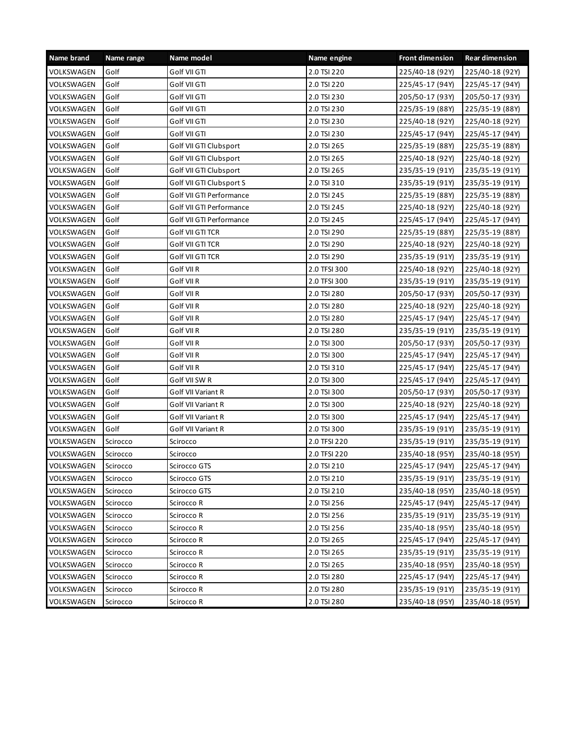| Name brand | Name range | Name model | Name engine | Front dimension | Rear dimension |
| --- | --- | --- | --- | --- | --- |
| VOLKSWAGEN | Golf | Golf VII GTI | 2.0 TSI 220 | 225/40-18 (92Y) | 225/40-18 (92Y) |
| VOLKSWAGEN | Golf | Golf VII GTI | 2.0 TSI 220 | 225/45-17 (94Y) | 225/45-17 (94Y) |
| VOLKSWAGEN | Golf | Golf VII GTI | 2.0 TSI 230 | 205/50-17 (93Y) | 205/50-17 (93Y) |
| VOLKSWAGEN | Golf | Golf VII GTI | 2.0 TSI 230 | 225/35-19 (88Y) | 225/35-19 (88Y) |
| VOLKSWAGEN | Golf | Golf VII GTI | 2.0 TSI 230 | 225/40-18 (92Y) | 225/40-18 (92Y) |
| VOLKSWAGEN | Golf | Golf VII GTI | 2.0 TSI 230 | 225/45-17 (94Y) | 225/45-17 (94Y) |
| VOLKSWAGEN | Golf | Golf VII GTI Clubsport | 2.0 TSI 265 | 225/35-19 (88Y) | 225/35-19 (88Y) |
| VOLKSWAGEN | Golf | Golf VII GTI Clubsport | 2.0 TSI 265 | 225/40-18 (92Y) | 225/40-18 (92Y) |
| VOLKSWAGEN | Golf | Golf VII GTI Clubsport | 2.0 TSI 265 | 235/35-19 (91Y) | 235/35-19 (91Y) |
| VOLKSWAGEN | Golf | Golf VII GTI Clubsport S | 2.0 TSI 310 | 235/35-19 (91Y) | 235/35-19 (91Y) |
| VOLKSWAGEN | Golf | Golf VII GTI Performance | 2.0 TSI 245 | 225/35-19 (88Y) | 225/35-19 (88Y) |
| VOLKSWAGEN | Golf | Golf VII GTI Performance | 2.0 TSI 245 | 225/40-18 (92Y) | 225/40-18 (92Y) |
| VOLKSWAGEN | Golf | Golf VII GTI Performance | 2.0 TSI 245 | 225/45-17 (94Y) | 225/45-17 (94Y) |
| VOLKSWAGEN | Golf | Golf VII GTI TCR | 2.0 TSI 290 | 225/35-19 (88Y) | 225/35-19 (88Y) |
| VOLKSWAGEN | Golf | Golf VII GTI TCR | 2.0 TSI 290 | 225/40-18 (92Y) | 225/40-18 (92Y) |
| VOLKSWAGEN | Golf | Golf VII GTI TCR | 2.0 TSI 290 | 235/35-19 (91Y) | 235/35-19 (91Y) |
| VOLKSWAGEN | Golf | Golf VII R | 2.0 TFSI 300 | 225/40-18 (92Y) | 225/40-18 (92Y) |
| VOLKSWAGEN | Golf | Golf VII R | 2.0 TFSI 300 | 235/35-19 (91Y) | 235/35-19 (91Y) |
| VOLKSWAGEN | Golf | Golf VII R | 2.0 TSI 280 | 205/50-17 (93Y) | 205/50-17 (93Y) |
| VOLKSWAGEN | Golf | Golf VII R | 2.0 TSI 280 | 225/40-18 (92Y) | 225/40-18 (92Y) |
| VOLKSWAGEN | Golf | Golf VII R | 2.0 TSI 280 | 225/45-17 (94Y) | 225/45-17 (94Y) |
| VOLKSWAGEN | Golf | Golf VII R | 2.0 TSI 280 | 235/35-19 (91Y) | 235/35-19 (91Y) |
| VOLKSWAGEN | Golf | Golf VII R | 2.0 TSI 300 | 205/50-17 (93Y) | 205/50-17 (93Y) |
| VOLKSWAGEN | Golf | Golf VII R | 2.0 TSI 300 | 225/45-17 (94Y) | 225/45-17 (94Y) |
| VOLKSWAGEN | Golf | Golf VII R | 2.0 TSI 310 | 225/45-17 (94Y) | 225/45-17 (94Y) |
| VOLKSWAGEN | Golf | Golf VII SW R | 2.0 TSI 300 | 225/45-17 (94Y) | 225/45-17 (94Y) |
| VOLKSWAGEN | Golf | Golf VII Variant R | 2.0 TSI 300 | 205/50-17 (93Y) | 205/50-17 (93Y) |
| VOLKSWAGEN | Golf | Golf VII Variant R | 2.0 TSI 300 | 225/40-18 (92Y) | 225/40-18 (92Y) |
| VOLKSWAGEN | Golf | Golf VII Variant R | 2.0 TSI 300 | 225/45-17 (94Y) | 225/45-17 (94Y) |
| VOLKSWAGEN | Golf | Golf VII Variant R | 2.0 TSI 300 | 235/35-19 (91Y) | 235/35-19 (91Y) |
| VOLKSWAGEN | Scirocco | Scirocco | 2.0 TFSI 220 | 235/35-19 (91Y) | 235/35-19 (91Y) |
| VOLKSWAGEN | Scirocco | Scirocco | 2.0 TFSI 220 | 235/40-18 (95Y) | 235/40-18 (95Y) |
| VOLKSWAGEN | Scirocco | Scirocco GTS | 2.0 TSI 210 | 225/45-17 (94Y) | 225/45-17 (94Y) |
| VOLKSWAGEN | Scirocco | Scirocco GTS | 2.0 TSI 210 | 235/35-19 (91Y) | 235/35-19 (91Y) |
| VOLKSWAGEN | Scirocco | Scirocco GTS | 2.0 TSI 210 | 235/40-18 (95Y) | 235/40-18 (95Y) |
| VOLKSWAGEN | Scirocco | Scirocco R | 2.0 TSI 256 | 225/45-17 (94Y) | 225/45-17 (94Y) |
| VOLKSWAGEN | Scirocco | Scirocco R | 2.0 TSI 256 | 235/35-19 (91Y) | 235/35-19 (91Y) |
| VOLKSWAGEN | Scirocco | Scirocco R | 2.0 TSI 256 | 235/40-18 (95Y) | 235/40-18 (95Y) |
| VOLKSWAGEN | Scirocco | Scirocco R | 2.0 TSI 265 | 225/45-17 (94Y) | 225/45-17 (94Y) |
| VOLKSWAGEN | Scirocco | Scirocco R | 2.0 TSI 265 | 235/35-19 (91Y) | 235/35-19 (91Y) |
| VOLKSWAGEN | Scirocco | Scirocco R | 2.0 TSI 265 | 235/40-18 (95Y) | 235/40-18 (95Y) |
| VOLKSWAGEN | Scirocco | Scirocco R | 2.0 TSI 280 | 225/45-17 (94Y) | 225/45-17 (94Y) |
| VOLKSWAGEN | Scirocco | Scirocco R | 2.0 TSI 280 | 235/35-19 (91Y) | 235/35-19 (91Y) |
| VOLKSWAGEN | Scirocco | Scirocco R | 2.0 TSI 280 | 235/40-18 (95Y) | 235/40-18 (95Y) |